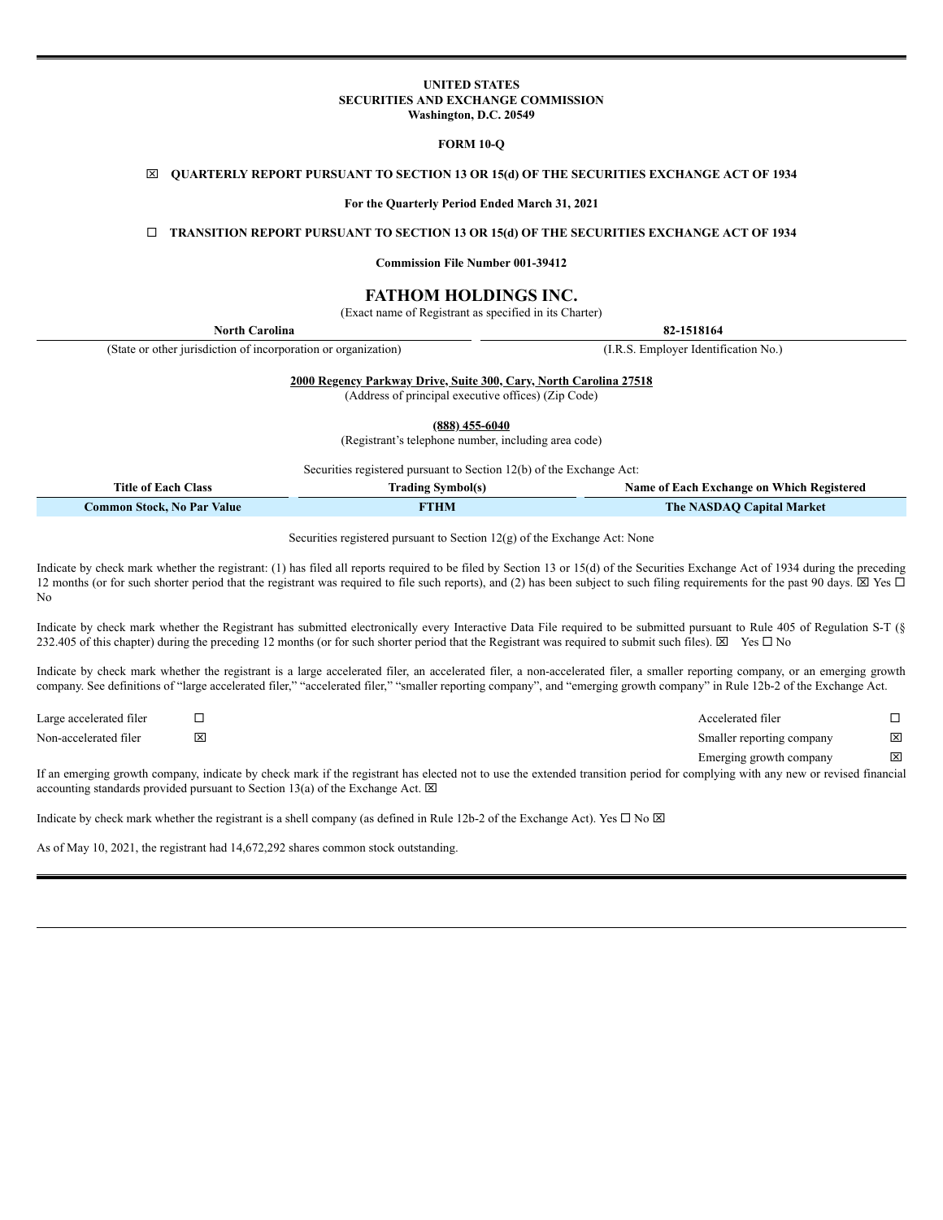**UNITED STATES**
**SECURITIES AND EXCHANGE COMMISSION**
**Washington, D.C. 20549**

**FORM 10-Q**

☒ **QUARTERLY REPORT PURSUANT TO SECTION 13 OR 15(d) OF THE SECURITIES EXCHANGE ACT OF 1934**

**For the Quarterly Period Ended March 31, 2021**

☐ **TRANSITION REPORT PURSUANT TO SECTION 13 OR 15(d) OF THE SECURITIES EXCHANGE ACT OF 1934**

**Commission File Number 001-39412**

# FATHOM HOLDINGS INC.

(Exact name of Registrant as specified in its Charter)

| **North Carolina** | **82-1518164** |
|---|---|
| (State or other jurisdiction of incorporation or organization) | (I.R.S. Employer Identification No.) |

**2000 Regency Parkway Drive, Suite 300, Cary, North Carolina 27518**
(Address of principal executive offices) (Zip Code)

**(888) 455-6040**
(Registrant's telephone number, including area code)

Securities registered pursuant to Section 12(b) of the Exchange Act:

| Title of Each Class | Trading Symbol(s) | Name of Each Exchange on Which Registered |
|---|---|---|
| **Common Stock, No Par Value** | **FTHM** | **The NASDAQ Capital Market** |

Securities registered pursuant to Section 12(g) of the Exchange Act: None

Indicate by check mark whether the registrant: (1) has filed all reports required to be filed by Section 13 or 15(d) of the Securities Exchange Act of 1934 during the preceding 12 months (or for such shorter period that the registrant was required to file such reports), and (2) has been subject to such filing requirements for the past 90 days. ☒ Yes ☐ No

Indicate by check mark whether the Registrant has submitted electronically every Interactive Data File required to be submitted pursuant to Rule 405 of Regulation S-T (§ 232.405 of this chapter) during the preceding 12 months (or for such shorter period that the Registrant was required to submit such files). ☒ Yes ☐ No

Indicate by check mark whether the registrant is a large accelerated filer, an accelerated filer, a non-accelerated filer, a smaller reporting company, or an emerging growth company. See definitions of "large accelerated filer," "accelerated filer," "smaller reporting company", and "emerging growth company" in Rule 12b-2 of the Exchange Act.

| | | | |
|---|---|---|---|
| Large accelerated filer | ☐ | Accelerated filer | ☐ |
| Non-accelerated filer | ☒ | Smaller reporting company | ☒ |
| | | Emerging growth company | ☒ |

If an emerging growth company, indicate by check mark if the registrant has elected not to use the extended transition period for complying with any new or revised financial accounting standards provided pursuant to Section 13(a) of the Exchange Act. ☒

Indicate by check mark whether the registrant is a shell company (as defined in Rule 12b-2 of the Exchange Act). Yes ☐ No ☒

As of May 10, 2021, the registrant had 14,672,292 shares common stock outstanding.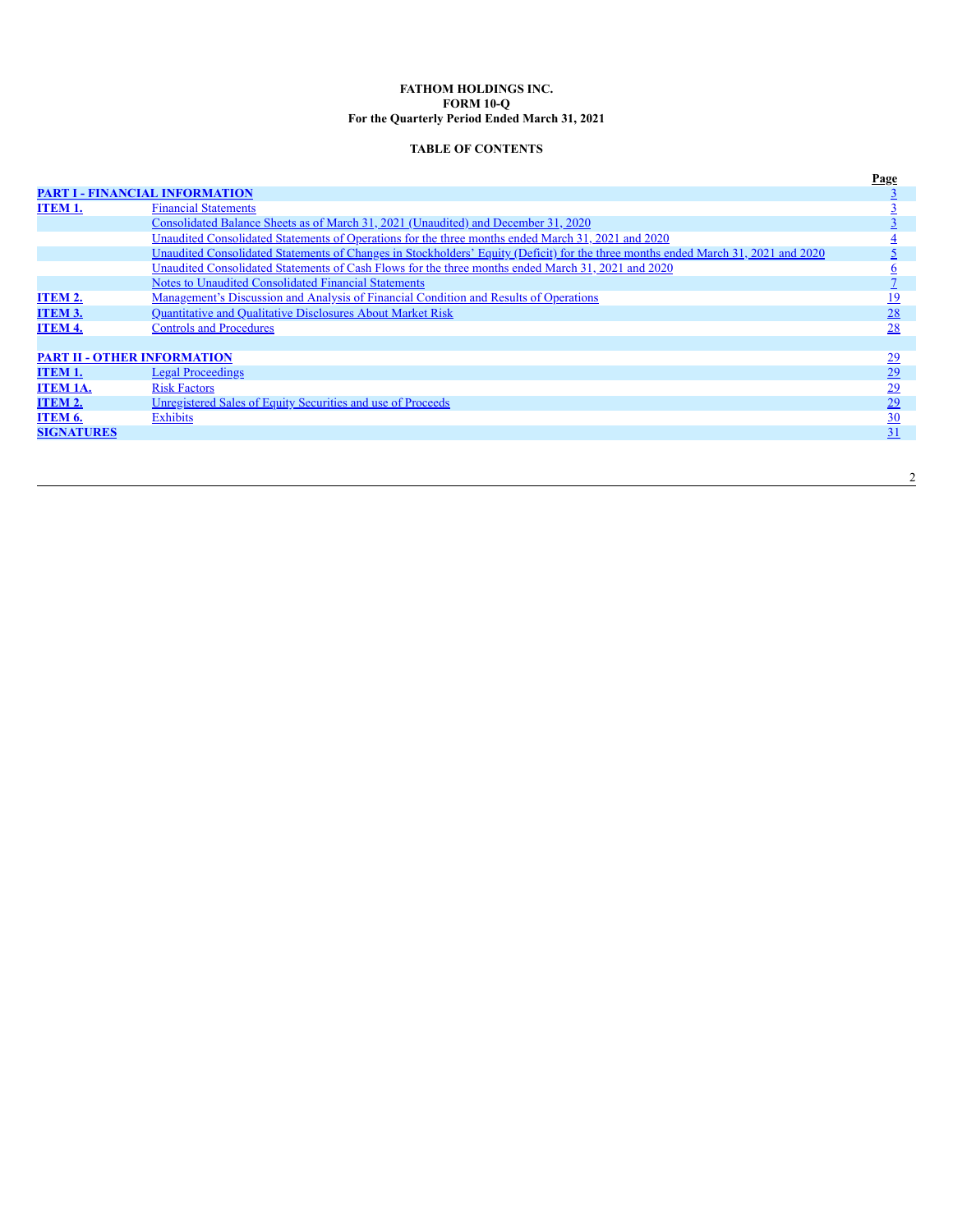**FATHOM HOLDINGS INC.**
**FORM 10-Q**
**For the Quarterly Period Ended March 31, 2021**

**TABLE OF CONTENTS**

| | | Page |
|---|---|---|
| **PART I - FINANCIAL INFORMATION** | | 3 |
| **ITEM 1.** | Financial Statements | 3 |
| | Consolidated Balance Sheets as of March 31, 2021 (Unaudited) and December 31, 2020 | 3 |
| | Unaudited Consolidated Statements of Operations for the three months ended March 31, 2021 and 2020 | 4 |
| | Unaudited Consolidated Statements of Changes in Stockholders' Equity (Deficit) for the three months ended March 31, 2021 and 2020 | 5 |
| | Unaudited Consolidated Statements of Cash Flows for the three months ended March 31, 2021 and 2020 | 6 |
| | Notes to Unaudited Consolidated Financial Statements | 7 |
| **ITEM 2.** | Management's Discussion and Analysis of Financial Condition and Results of Operations | 19 |
| **ITEM 3.** | Quantitative and Qualitative Disclosures About Market Risk | 28 |
| **ITEM 4.** | Controls and Procedures | 28 |
| | | |
| **PART II - OTHER INFORMATION** | | 29 |
| **ITEM 1.** | Legal Proceedings | 29 |
| **ITEM 1A.** | Risk Factors | 29 |
| **ITEM 2.** | Unregistered Sales of Equity Securities and use of Proceeds | 29 |
| **ITEM 6.** | Exhibits | 30 |
| **SIGNATURES** | | 31 |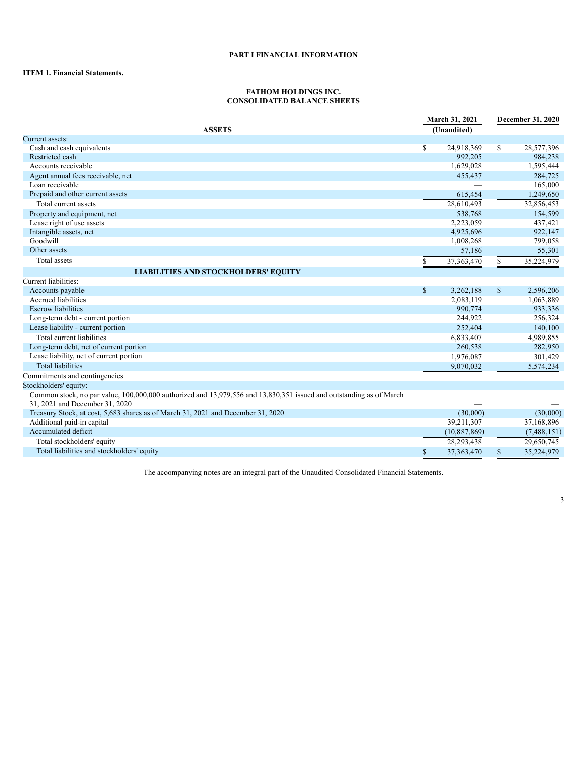**PART I FINANCIAL INFORMATION**

**ITEM 1. Financial Statements.**

**FATHOM HOLDINGS INC.**
**CONSOLIDATED BALANCE SHEETS**

| | March 31, 2021 (Unaudited) | December 31, 2020 |
|---|---|---|
| **ASSETS** | | |
| Current assets: | | |
| Cash and cash equivalents | $ 24,918,369 | $ 28,577,396 |
| Restricted cash | 992,205 | 984,238 |
| Accounts receivable | 1,629,028 | 1,595,444 |
| Agent annual fees receivable, net | 455,437 | 284,725 |
| Loan receivable | — | 165,000 |
| Prepaid and other current assets | 615,454 | 1,249,650 |
| Total current assets | 28,610,493 | 32,856,453 |
| Property and equipment, net | 538,768 | 154,599 |
| Lease right of use assets | 2,223,059 | 437,421 |
| Intangible assets, net | 4,925,696 | 922,147 |
| Goodwill | 1,008,268 | 799,058 |
| Other assets | 57,186 | 55,301 |
| Total assets | $ 37,363,470 | $ 35,224,979 |
| **LIABILITIES AND STOCKHOLDERS' EQUITY** | | |
| Current liabilities: | | |
| Accounts payable | $ 3,262,188 | $ 2,596,206 |
| Accrued liabilities | 2,083,119 | 1,063,889 |
| Escrow liabilities | 990,774 | 933,336 |
| Long-term debt - current portion | 244,922 | 256,324 |
| Lease liability - current portion | 252,404 | 140,100 |
| Total current liabilities | 6,833,407 | 4,989,855 |
| Long-term debt, net of current portion | 260,538 | 282,950 |
| Lease liability, net of current portion | 1,976,087 | 301,429 |
| Total liabilities | 9,070,032 | 5,574,234 |
| Commitments and contingencies | | |
| Stockholders' equity: | | |
| Common stock, no par value, 100,000,000 authorized and 13,979,556 and 13,830,351 issued and outstanding as of March 31, 2021 and December 31, 2020 | — | — |
| Treasury Stock, at cost, 5,683 shares as of March 31, 2021 and December 31, 2020 | (30,000) | (30,000) |
| Additional paid-in capital | 39,211,307 | 37,168,896 |
| Accumulated deficit | (10,887,869) | (7,488,151) |
| Total stockholders' equity | 28,293,438 | 29,650,745 |
| Total liabilities and stockholders' equity | $ 37,363,470 | $ 35,224,979 |

The accompanying notes are an integral part of the Unaudited Consolidated Financial Statements.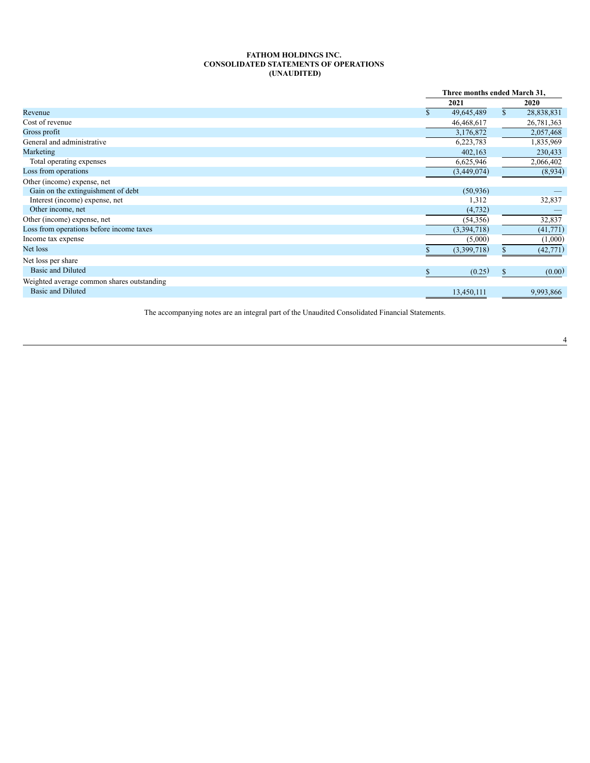**FATHOM HOLDINGS INC.**
**CONSOLIDATED STATEMENTS OF OPERATIONS**
**(UNAUDITED)**

| | Three months ended March 31, | |
|---|---|---|
| | **2021** | **2020** |
| Revenue | $ 49,645,489 | $ 28,838,831 |
| Cost of revenue | 46,468,617 | 26,781,363 |
| Gross profit | 3,176,872 | 2,057,468 |
| General and administrative | 6,223,783 | 1,835,969 |
| Marketing | 402,163 | 230,433 |
| Total operating expenses | 6,625,946 | 2,066,402 |
| Loss from operations | (3,449,074) | (8,934) |
| Other (income) expense, net | | |
| Gain on the extinguishment of debt | (50,936) | — |
| Interest (income) expense, net | 1,312 | 32,837 |
| Other income, net | (4,732) | — |
| Other (income) expense, net | (54,356) | 32,837 |
| Loss from operations before income taxes | (3,394,718) | (41,771) |
| Income tax expense | (5,000) | (1,000) |
| Net loss | $ (3,399,718) | $ (42,771) |
| Net loss per share | | |
| Basic and Diluted | $ (0.25) | $ (0.00) |
| Weighted average common shares outstanding | | |
| Basic and Diluted | 13,450,111 | 9,993,866 |

The accompanying notes are an integral part of the Unaudited Consolidated Financial Statements.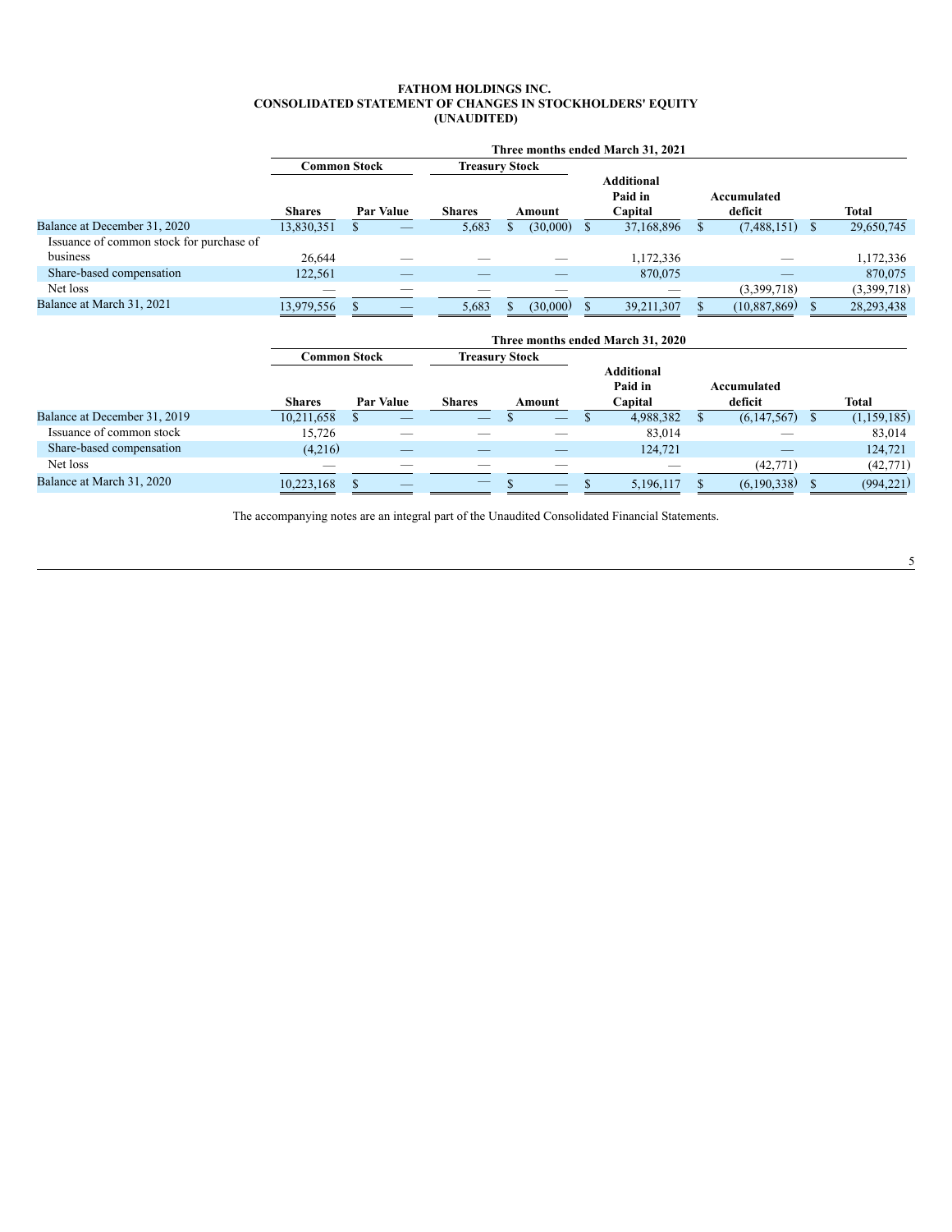**FATHOM HOLDINGS INC.**
**CONSOLIDATED STATEMENT OF CHANGES IN STOCKHOLDERS' EQUITY**
**(UNAUDITED)**

| | Three months ended March 31, 2021 | | | | | | |
|---|---|---|---|---|---|---|---|
| | Common Stock | | Treasury Stock | | | | |
| | Shares | Par Value | Shares | Amount | Additional Paid in Capital | Accumulated deficit | Total |
| Balance at December 31, 2020 | 13,830,351 | $ — | 5,683 | $ (30,000) | $ 37,168,896 | $ (7,488,151) | $ 29,650,745 |
| Issuance of common stock for purchase of business | 26,644 | — | — | — | 1,172,336 | — | 1,172,336 |
| Share-based compensation | 122,561 | — | — | — | 870,075 | — | 870,075 |
| Net loss | — | — | — | — | — | (3,399,718) | (3,399,718) |
| Balance at March 31, 2021 | 13,979,556 | $ — | 5,683 | $ (30,000) | $ 39,211,307 | $ (10,887,869) | $ 28,293,438 |

| | Three months ended March 31, 2020 | | | | | | |
|---|---|---|---|---|---|---|---|
| | Common Stock | | Treasury Stock | | | | |
| | Shares | Par Value | Shares | Amount | Additional Paid in Capital | Accumulated deficit | Total |
| Balance at December 31, 2019 | 10,211,658 | $ — | — | $ — | $ 4,988,382 | $ (6,147,567) | $ (1,159,185) |
| Issuance of common stock | 15,726 | — | — | — | 83,014 | — | 83,014 |
| Share-based compensation | (4,216) | — | — | — | 124,721 | — | 124,721 |
| Net loss | — | — | — | — | — | (42,771) | (42,771) |
| Balance at March 31, 2020 | 10,223,168 | $ — | — | $ — | $ 5,196,117 | $ (6,190,338) | $ (994,221) |

The accompanying notes are an integral part of the Unaudited Consolidated Financial Statements.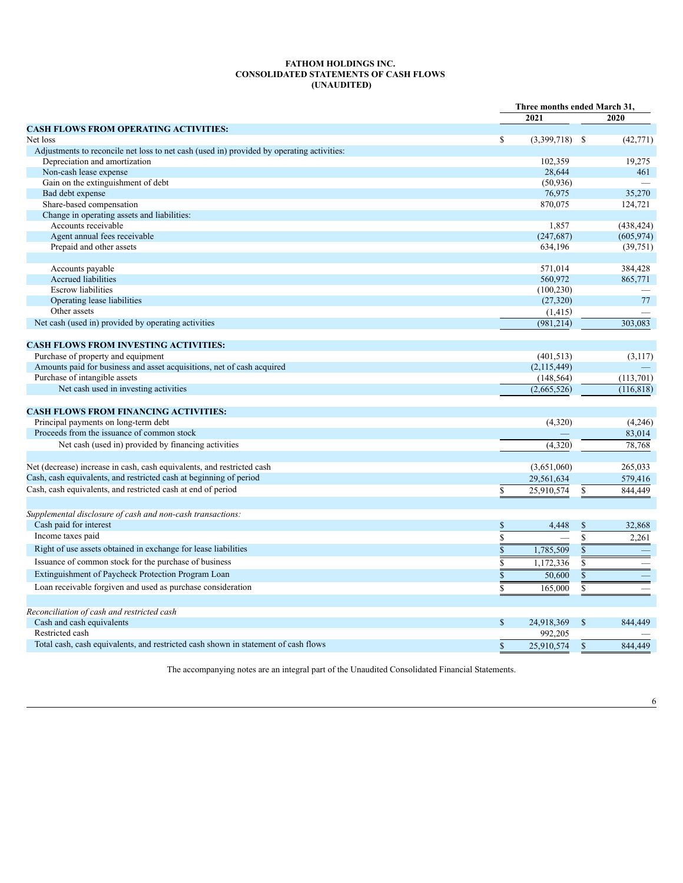**FATHOM HOLDINGS INC.**
**CONSOLIDATED STATEMENTS OF CASH FLOWS**
**(UNAUDITED)**

| | Three months ended March 31, | |
|---|---|---|
| | 2021 | 2020 |
| **CASH FLOWS FROM OPERATING ACTIVITIES:** | | |
| Net loss | $ (3,399,718) | $ (42,771) |
| Adjustments to reconcile net loss to net cash (used in) provided by operating activities: | | |
| Depreciation and amortization | 102,359 | 19,275 |
| Non-cash lease expense | 28,644 | 461 |
| Gain on the extinguishment of debt | (50,936) | — |
| Bad debt expense | 76,975 | 35,270 |
| Share-based compensation | 870,075 | 124,721 |
| Change in operating assets and liabilities: | | |
| Accounts receivable | 1,857 | (438,424) |
| Agent annual fees receivable | (247,687) | (605,974) |
| Prepaid and other assets | 634,196 | (39,751) |
| Accounts payable | 571,014 | 384,428 |
| Accrued liabilities | 560,972 | 865,771 |
| Escrow liabilities | (100,230) | — |
| Operating lease liabilities | (27,320) | 77 |
| Other assets | (1,415) | — |
| Net cash (used in) provided by operating activities | (981,214) | 303,083 |
| **CASH FLOWS FROM INVESTING ACTIVITIES:** | | |
| Purchase of property and equipment | (401,513) | (3,117) |
| Amounts paid for business and asset acquisitions, net of cash acquired | (2,115,449) | — |
| Purchase of intangible assets | (148,564) | (113,701) |
| Net cash used in investing activities | (2,665,526) | (116,818) |
| **CASH FLOWS FROM FINANCING ACTIVITIES:** | | |
| Principal payments on long-term debt | (4,320) | (4,246) |
| Proceeds from the issuance of common stock | — | 83,014 |
| Net cash (used in) provided by financing activities | (4,320) | 78,768 |
| Net (decrease) increase in cash, cash equivalents, and restricted cash | (3,651,060) | 265,033 |
| Cash, cash equivalents, and restricted cash at beginning of period | 29,561,634 | 579,416 |
| Cash, cash equivalents, and restricted cash at end of period | $ 25,910,574 | $ 844,449 |
| *Supplemental disclosure of cash and non-cash transactions:* | | |
| Cash paid for interest | $ 4,448 | $ 32,868 |
| Income taxes paid | $ — | $ 2,261 |
| Right of use assets obtained in exchange for lease liabilities | $ 1,785,509 | $ — |
| Issuance of common stock for the purchase of business | $ 1,172,336 | $ — |
| Extinguishment of Paycheck Protection Program Loan | $ 50,600 | $ — |
| Loan receivable forgiven and used as purchase consideration | $ 165,000 | $ — |
| *Reconciliation of cash and restricted cash* | | |
| Cash and cash equivalents | $ 24,918,369 | $ 844,449 |
| Restricted cash | 992,205 | — |
| Total cash, cash equivalents, and restricted cash shown in statement of cash flows | $ 25,910,574 | $ 844,449 |

The accompanying notes are an integral part of the Unaudited Consolidated Financial Statements.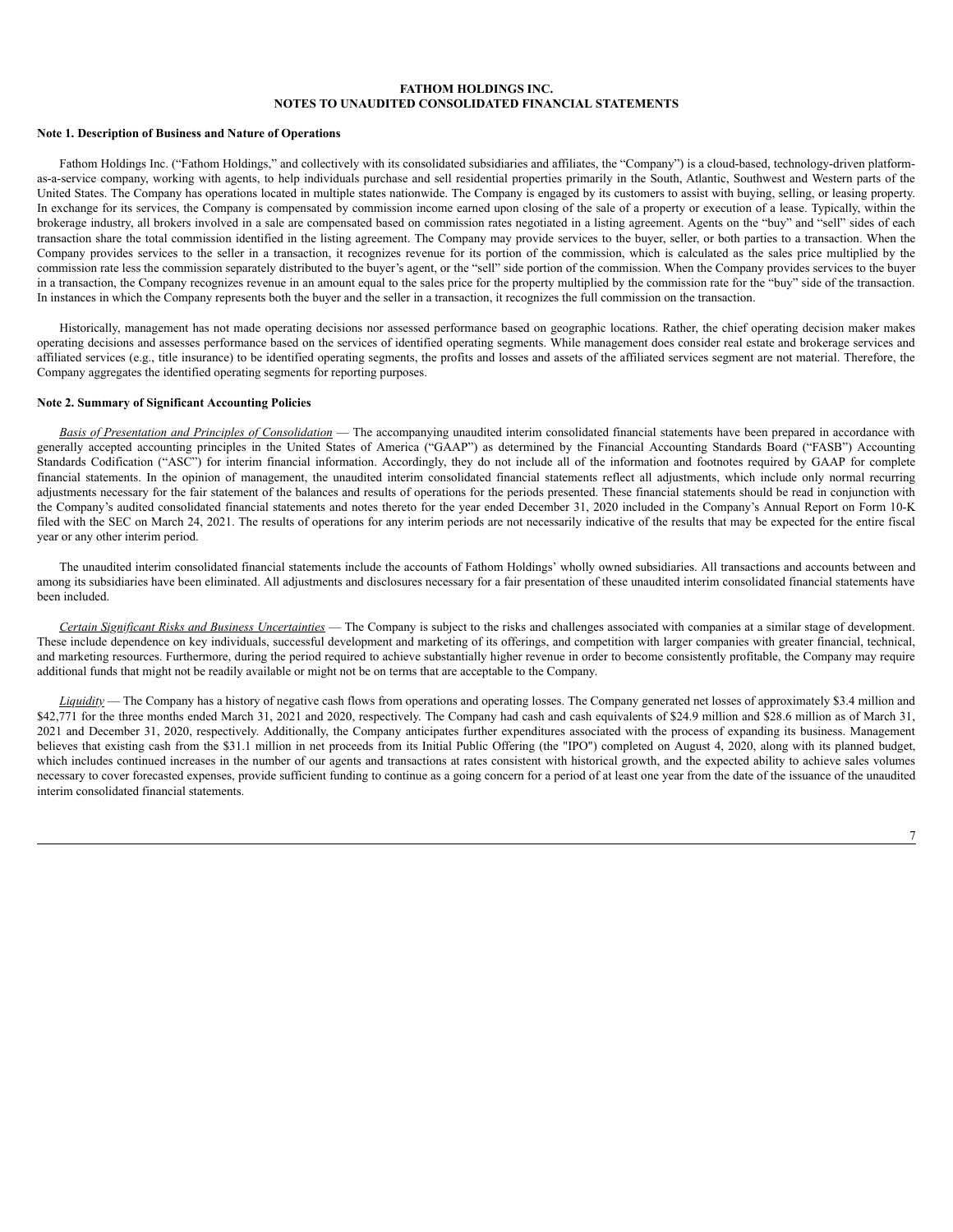# FATHOM HOLDINGS INC.
## NOTES TO UNAUDITED CONSOLIDATED FINANCIAL STATEMENTS

### Note 1. Description of Business and Nature of Operations

Fathom Holdings Inc. ("Fathom Holdings," and collectively with its consolidated subsidiaries and affiliates, the "Company") is a cloud-based, technology-driven platform-as-a-service company, working with agents, to help individuals purchase and sell residential properties primarily in the South, Atlantic, Southwest and Western parts of the United States. The Company has operations located in multiple states nationwide. The Company is engaged by its customers to assist with buying, selling, or leasing property. In exchange for its services, the Company is compensated by commission income earned upon closing of the sale of a property or execution of a lease. Typically, within the brokerage industry, all brokers involved in a sale are compensated based on commission rates negotiated in a listing agreement. Agents on the "buy" and "sell" sides of each transaction share the total commission identified in the listing agreement. The Company may provide services to the buyer, seller, or both parties to a transaction. When the Company provides services to the seller in a transaction, it recognizes revenue for its portion of the commission, which is calculated as the sales price multiplied by the commission rate less the commission separately distributed to the buyer's agent, or the "sell" side portion of the commission. When the Company provides services to the buyer in a transaction, the Company recognizes revenue in an amount equal to the sales price for the property multiplied by the commission rate for the "buy" side of the transaction. In instances in which the Company represents both the buyer and the seller in a transaction, it recognizes the full commission on the transaction.

Historically, management has not made operating decisions nor assessed performance based on geographic locations. Rather, the chief operating decision maker makes operating decisions and assesses performance based on the services of identified operating segments. While management does consider real estate and brokerage services and affiliated services (e.g., title insurance) to be identified operating segments, the profits and losses and assets of the affiliated services segment are not material. Therefore, the Company aggregates the identified operating segments for reporting purposes.

### Note 2. Summary of Significant Accounting Policies

*Basis of Presentation and Principles of Consolidation* — The accompanying unaudited interim consolidated financial statements have been prepared in accordance with generally accepted accounting principles in the United States of America ("GAAP") as determined by the Financial Accounting Standards Board ("FASB") Accounting Standards Codification ("ASC") for interim financial information. Accordingly, they do not include all of the information and footnotes required by GAAP for complete financial statements. In the opinion of management, the unaudited interim consolidated financial statements reflect all adjustments, which include only normal recurring adjustments necessary for the fair statement of the balances and results of operations for the periods presented. These financial statements should be read in conjunction with the Company's audited consolidated financial statements and notes thereto for the year ended December 31, 2020 included in the Company's Annual Report on Form 10-K filed with the SEC on March 24, 2021. The results of operations for any interim periods are not necessarily indicative of the results that may be expected for the entire fiscal year or any other interim period.

The unaudited interim consolidated financial statements include the accounts of Fathom Holdings' wholly owned subsidiaries. All transactions and accounts between and among its subsidiaries have been eliminated. All adjustments and disclosures necessary for a fair presentation of these unaudited interim consolidated financial statements have been included.

*Certain Significant Risks and Business Uncertainties* — The Company is subject to the risks and challenges associated with companies at a similar stage of development. These include dependence on key individuals, successful development and marketing of its offerings, and competition with larger companies with greater financial, technical, and marketing resources. Furthermore, during the period required to achieve substantially higher revenue in order to become consistently profitable, the Company may require additional funds that might not be readily available or might not be on terms that are acceptable to the Company.

*Liquidity* — The Company has a history of negative cash flows from operations and operating losses. The Company generated net losses of approximately $3.4 million and $42,771 for the three months ended March 31, 2021 and 2020, respectively. The Company had cash and cash equivalents of $24.9 million and $28.6 million as of March 31, 2021 and December 31, 2020, respectively. Additionally, the Company anticipates further expenditures associated with the process of expanding its business. Management believes that existing cash from the $31.1 million in net proceeds from its Initial Public Offering (the "IPO") completed on August 4, 2020, along with its planned budget, which includes continued increases in the number of our agents and transactions at rates consistent with historical growth, and the expected ability to achieve sales volumes necessary to cover forecasted expenses, provide sufficient funding to continue as a going concern for a period of at least one year from the date of the issuance of the unaudited interim consolidated financial statements.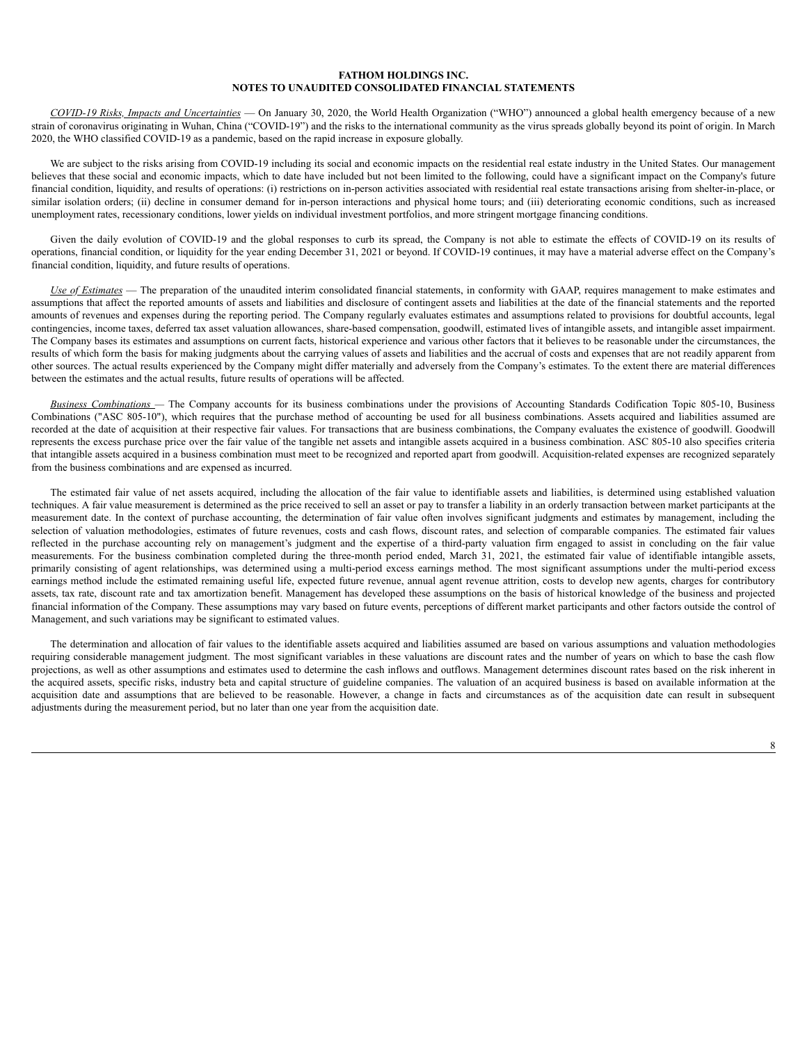**FATHOM HOLDINGS INC.**
**NOTES TO UNAUDITED CONSOLIDATED FINANCIAL STATEMENTS**

*COVID-19 Risks, Impacts and Uncertainties* — On January 30, 2020, the World Health Organization ("WHO") announced a global health emergency because of a new strain of coronavirus originating in Wuhan, China ("COVID-19") and the risks to the international community as the virus spreads globally beyond its point of origin. In March 2020, the WHO classified COVID-19 as a pandemic, based on the rapid increase in exposure globally.

We are subject to the risks arising from COVID-19 including its social and economic impacts on the residential real estate industry in the United States. Our management believes that these social and economic impacts, which to date have included but not been limited to the following, could have a significant impact on the Company's future financial condition, liquidity, and results of operations: (i) restrictions on in-person activities associated with residential real estate transactions arising from shelter-in-place, or similar isolation orders; (ii) decline in consumer demand for in-person interactions and physical home tours; and (iii) deteriorating economic conditions, such as increased unemployment rates, recessionary conditions, lower yields on individual investment portfolios, and more stringent mortgage financing conditions.

Given the daily evolution of COVID-19 and the global responses to curb its spread, the Company is not able to estimate the effects of COVID-19 on its results of operations, financial condition, or liquidity for the year ending December 31, 2021 or beyond. If COVID-19 continues, it may have a material adverse effect on the Company's financial condition, liquidity, and future results of operations.

*Use of Estimates* — The preparation of the unaudited interim consolidated financial statements, in conformity with GAAP, requires management to make estimates and assumptions that affect the reported amounts of assets and liabilities and disclosure of contingent assets and liabilities at the date of the financial statements and the reported amounts of revenues and expenses during the reporting period. The Company regularly evaluates estimates and assumptions related to provisions for doubtful accounts, legal contingencies, income taxes, deferred tax asset valuation allowances, share-based compensation, goodwill, estimated lives of intangible assets, and intangible asset impairment. The Company bases its estimates and assumptions on current facts, historical experience and various other factors that it believes to be reasonable under the circumstances, the results of which form the basis for making judgments about the carrying values of assets and liabilities and the accrual of costs and expenses that are not readily apparent from other sources. The actual results experienced by the Company might differ materially and adversely from the Company's estimates. To the extent there are material differences between the estimates and the actual results, future results of operations will be affected.

*Business Combinations* — The Company accounts for its business combinations under the provisions of Accounting Standards Codification Topic 805-10, Business Combinations ("ASC 805-10"), which requires that the purchase method of accounting be used for all business combinations. Assets acquired and liabilities assumed are recorded at the date of acquisition at their respective fair values. For transactions that are business combinations, the Company evaluates the existence of goodwill. Goodwill represents the excess purchase price over the fair value of the tangible net assets and intangible assets acquired in a business combination. ASC 805-10 also specifies criteria that intangible assets acquired in a business combination must meet to be recognized and reported apart from goodwill. Acquisition-related expenses are recognized separately from the business combinations and are expensed as incurred.

The estimated fair value of net assets acquired, including the allocation of the fair value to identifiable assets and liabilities, is determined using established valuation techniques. A fair value measurement is determined as the price received to sell an asset or pay to transfer a liability in an orderly transaction between market participants at the measurement date. In the context of purchase accounting, the determination of fair value often involves significant judgments and estimates by management, including the selection of valuation methodologies, estimates of future revenues, costs and cash flows, discount rates, and selection of comparable companies. The estimated fair values reflected in the purchase accounting rely on management's judgment and the expertise of a third-party valuation firm engaged to assist in concluding on the fair value measurements. For the business combination completed during the three-month period ended, March 31, 2021, the estimated fair value of identifiable intangible assets, primarily consisting of agent relationships, was determined using a multi-period excess earnings method. The most significant assumptions under the multi-period excess earnings method include the estimated remaining useful life, expected future revenue, annual agent revenue attrition, costs to develop new agents, charges for contributory assets, tax rate, discount rate and tax amortization benefit. Management has developed these assumptions on the basis of historical knowledge of the business and projected financial information of the Company. These assumptions may vary based on future events, perceptions of different market participants and other factors outside the control of Management, and such variations may be significant to estimated values.

The determination and allocation of fair values to the identifiable assets acquired and liabilities assumed are based on various assumptions and valuation methodologies requiring considerable management judgment. The most significant variables in these valuations are discount rates and the number of years on which to base the cash flow projections, as well as other assumptions and estimates used to determine the cash inflows and outflows. Management determines discount rates based on the risk inherent in the acquired assets, specific risks, industry beta and capital structure of guideline companies. The valuation of an acquired business is based on available information at the acquisition date and assumptions that are believed to be reasonable. However, a change in facts and circumstances as of the acquisition date can result in subsequent adjustments during the measurement period, but no later than one year from the acquisition date.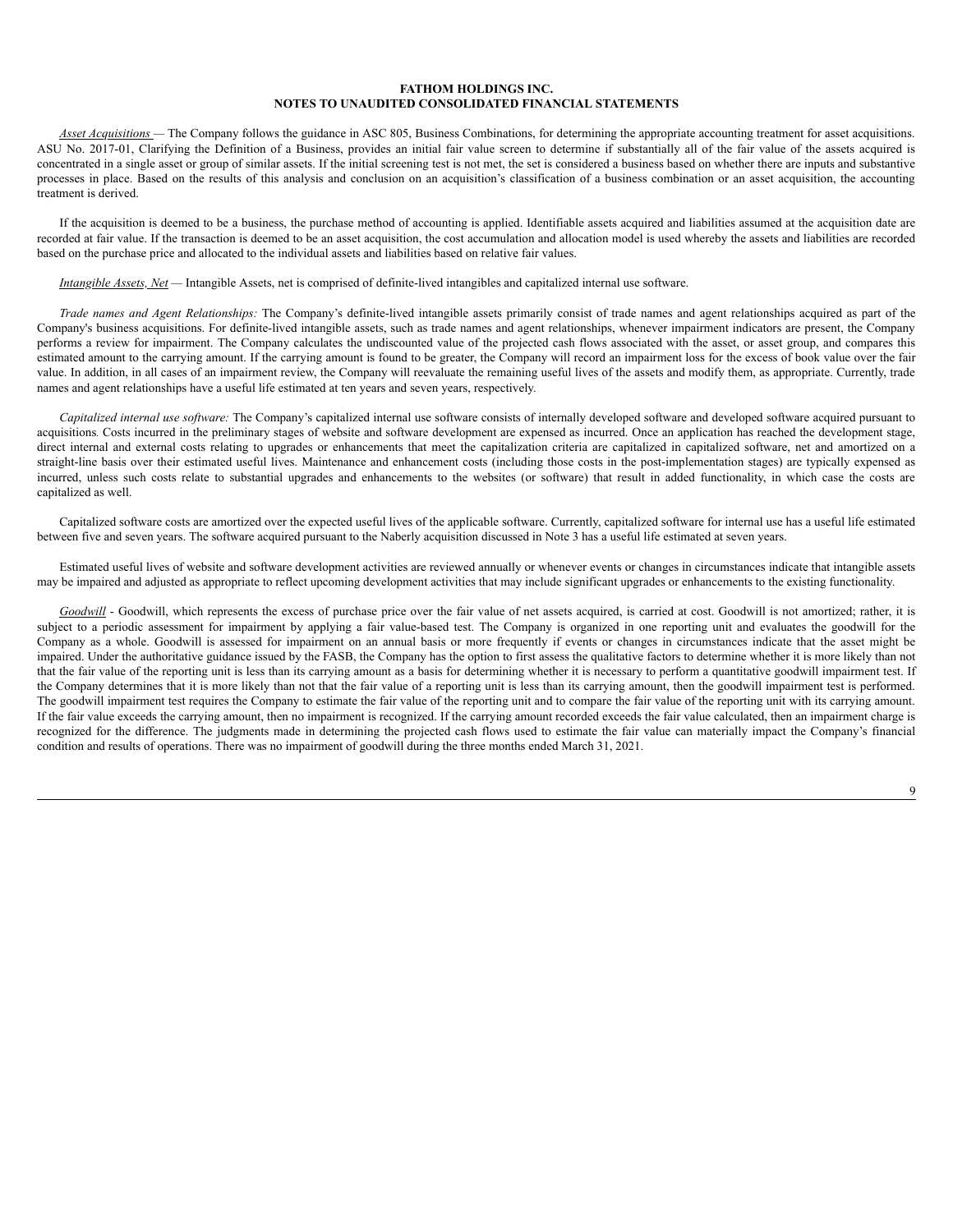**FATHOM HOLDINGS INC.**
**NOTES TO UNAUDITED CONSOLIDATED FINANCIAL STATEMENTS**

*Asset Acquisitions* — The Company follows the guidance in ASC 805, Business Combinations, for determining the appropriate accounting treatment for asset acquisitions. ASU No. 2017-01, Clarifying the Definition of a Business, provides an initial fair value screen to determine if substantially all of the fair value of the assets acquired is concentrated in a single asset or group of similar assets. If the initial screening test is not met, the set is considered a business based on whether there are inputs and substantive processes in place. Based on the results of this analysis and conclusion on an acquisition's classification of a business combination or an asset acquisition, the accounting treatment is derived.

If the acquisition is deemed to be a business, the purchase method of accounting is applied. Identifiable assets acquired and liabilities assumed at the acquisition date are recorded at fair value. If the transaction is deemed to be an asset acquisition, the cost accumulation and allocation model is used whereby the assets and liabilities are recorded based on the purchase price and allocated to the individual assets and liabilities based on relative fair values.

*Intangible Assets, Net* — Intangible Assets, net is comprised of definite-lived intangibles and capitalized internal use software.

*Trade names and Agent Relationships:* The Company's definite-lived intangible assets primarily consist of trade names and agent relationships acquired as part of the Company's business acquisitions. For definite-lived intangible assets, such as trade names and agent relationships, whenever impairment indicators are present, the Company performs a review for impairment. The Company calculates the undiscounted value of the projected cash flows associated with the asset, or asset group, and compares this estimated amount to the carrying amount. If the carrying amount is found to be greater, the Company will record an impairment loss for the excess of book value over the fair value. In addition, in all cases of an impairment review, the Company will reevaluate the remaining useful lives of the assets and modify them, as appropriate. Currently, trade names and agent relationships have a useful life estimated at ten years and seven years, respectively.

*Capitalized internal use software:* The Company's capitalized internal use software consists of internally developed software and developed software acquired pursuant to acquisitions*.* Costs incurred in the preliminary stages of website and software development are expensed as incurred. Once an application has reached the development stage, direct internal and external costs relating to upgrades or enhancements that meet the capitalization criteria are capitalized in capitalized software, net and amortized on a straight-line basis over their estimated useful lives. Maintenance and enhancement costs (including those costs in the post-implementation stages) are typically expensed as incurred, unless such costs relate to substantial upgrades and enhancements to the websites (or software) that result in added functionality, in which case the costs are capitalized as well.

Capitalized software costs are amortized over the expected useful lives of the applicable software. Currently, capitalized software for internal use has a useful life estimated between five and seven years. The software acquired pursuant to the Naberly acquisition discussed in Note 3 has a useful life estimated at seven years.

Estimated useful lives of website and software development activities are reviewed annually or whenever events or changes in circumstances indicate that intangible assets may be impaired and adjusted as appropriate to reflect upcoming development activities that may include significant upgrades or enhancements to the existing functionality.

*Goodwill* - Goodwill, which represents the excess of purchase price over the fair value of net assets acquired, is carried at cost. Goodwill is not amortized; rather, it is subject to a periodic assessment for impairment by applying a fair value-based test. The Company is organized in one reporting unit and evaluates the goodwill for the Company as a whole. Goodwill is assessed for impairment on an annual basis or more frequently if events or changes in circumstances indicate that the asset might be impaired. Under the authoritative guidance issued by the FASB, the Company has the option to first assess the qualitative factors to determine whether it is more likely than not that the fair value of the reporting unit is less than its carrying amount as a basis for determining whether it is necessary to perform a quantitative goodwill impairment test. If the Company determines that it is more likely than not that the fair value of a reporting unit is less than its carrying amount, then the goodwill impairment test is performed. The goodwill impairment test requires the Company to estimate the fair value of the reporting unit and to compare the fair value of the reporting unit with its carrying amount. If the fair value exceeds the carrying amount, then no impairment is recognized. If the carrying amount recorded exceeds the fair value calculated, then an impairment charge is recognized for the difference. The judgments made in determining the projected cash flows used to estimate the fair value can materially impact the Company's financial condition and results of operations. There was no impairment of goodwill during the three months ended March 31, 2021.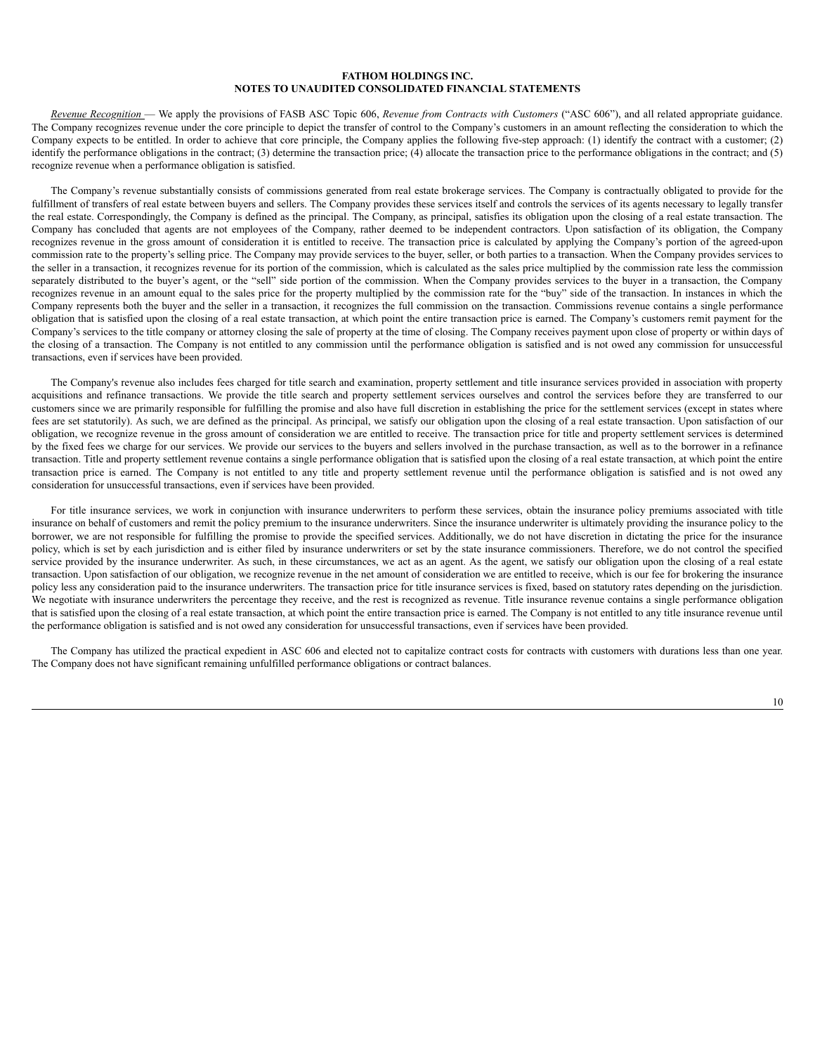**FATHOM HOLDINGS INC.**
**NOTES TO UNAUDITED CONSOLIDATED FINANCIAL STATEMENTS**

*Revenue Recognition* — We apply the provisions of FASB ASC Topic 606, *Revenue from Contracts with Customers* ("ASC 606"), and all related appropriate guidance. The Company recognizes revenue under the core principle to depict the transfer of control to the Company's customers in an amount reflecting the consideration to which the Company expects to be entitled. In order to achieve that core principle, the Company applies the following five-step approach: (1) identify the contract with a customer; (2) identify the performance obligations in the contract; (3) determine the transaction price; (4) allocate the transaction price to the performance obligations in the contract; and (5) recognize revenue when a performance obligation is satisfied.

The Company's revenue substantially consists of commissions generated from real estate brokerage services. The Company is contractually obligated to provide for the fulfillment of transfers of real estate between buyers and sellers. The Company provides these services itself and controls the services of its agents necessary to legally transfer the real estate. Correspondingly, the Company is defined as the principal. The Company, as principal, satisfies its obligation upon the closing of a real estate transaction. The Company has concluded that agents are not employees of the Company, rather deemed to be independent contractors. Upon satisfaction of its obligation, the Company recognizes revenue in the gross amount of consideration it is entitled to receive. The transaction price is calculated by applying the Company's portion of the agreed-upon commission rate to the property's selling price. The Company may provide services to the buyer, seller, or both parties to a transaction. When the Company provides services to the seller in a transaction, it recognizes revenue for its portion of the commission, which is calculated as the sales price multiplied by the commission rate less the commission separately distributed to the buyer's agent, or the "sell" side portion of the commission. When the Company provides services to the buyer in a transaction, the Company recognizes revenue in an amount equal to the sales price for the property multiplied by the commission rate for the "buy" side of the transaction. In instances in which the Company represents both the buyer and the seller in a transaction, it recognizes the full commission on the transaction. Commissions revenue contains a single performance obligation that is satisfied upon the closing of a real estate transaction, at which point the entire transaction price is earned. The Company's customers remit payment for the Company's services to the title company or attorney closing the sale of property at the time of closing. The Company receives payment upon close of property or within days of the closing of a transaction. The Company is not entitled to any commission until the performance obligation is satisfied and is not owed any commission for unsuccessful transactions, even if services have been provided.

The Company's revenue also includes fees charged for title search and examination, property settlement and title insurance services provided in association with property acquisitions and refinance transactions. We provide the title search and property settlement services ourselves and control the services before they are transferred to our customers since we are primarily responsible for fulfilling the promise and also have full discretion in establishing the price for the settlement services (except in states where fees are set statutorily). As such, we are defined as the principal. As principal, we satisfy our obligation upon the closing of a real estate transaction. Upon satisfaction of our obligation, we recognize revenue in the gross amount of consideration we are entitled to receive. The transaction price for title and property settlement services is determined by the fixed fees we charge for our services. We provide our services to the buyers and sellers involved in the purchase transaction, as well as to the borrower in a refinance transaction. Title and property settlement revenue contains a single performance obligation that is satisfied upon the closing of a real estate transaction, at which point the entire transaction price is earned. The Company is not entitled to any title and property settlement revenue until the performance obligation is satisfied and is not owed any consideration for unsuccessful transactions, even if services have been provided.

For title insurance services, we work in conjunction with insurance underwriters to perform these services, obtain the insurance policy premiums associated with title insurance on behalf of customers and remit the policy premium to the insurance underwriters. Since the insurance underwriter is ultimately providing the insurance policy to the borrower, we are not responsible for fulfilling the promise to provide the specified services. Additionally, we do not have discretion in dictating the price for the insurance policy, which is set by each jurisdiction and is either filed by insurance underwriters or set by the state insurance commissioners. Therefore, we do not control the specified service provided by the insurance underwriter. As such, in these circumstances, we act as an agent. As the agent, we satisfy our obligation upon the closing of a real estate transaction. Upon satisfaction of our obligation, we recognize revenue in the net amount of consideration we are entitled to receive, which is our fee for brokering the insurance policy less any consideration paid to the insurance underwriters. The transaction price for title insurance services is fixed, based on statutory rates depending on the jurisdiction. We negotiate with insurance underwriters the percentage they receive, and the rest is recognized as revenue. Title insurance revenue contains a single performance obligation that is satisfied upon the closing of a real estate transaction, at which point the entire transaction price is earned. The Company is not entitled to any title insurance revenue until the performance obligation is satisfied and is not owed any consideration for unsuccessful transactions, even if services have been provided.

The Company has utilized the practical expedient in ASC 606 and elected not to capitalize contract costs for contracts with customers with durations less than one year. The Company does not have significant remaining unfulfilled performance obligations or contract balances.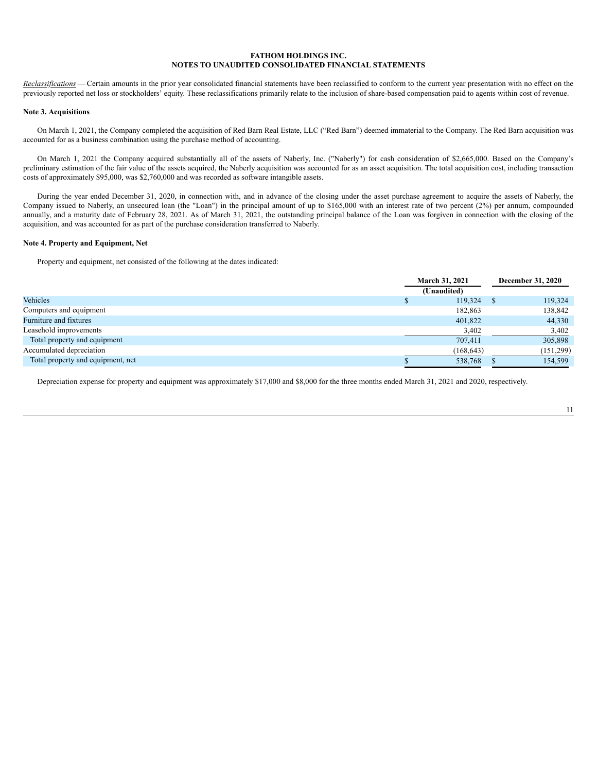**FATHOM HOLDINGS INC.**
**NOTES TO UNAUDITED CONSOLIDATED FINANCIAL STATEMENTS**

*Reclassifications* — Certain amounts in the prior year consolidated financial statements have been reclassified to conform to the current year presentation with no effect on the previously reported net loss or stockholders' equity. These reclassifications primarily relate to the inclusion of share-based compensation paid to agents within cost of revenue.

**Note 3. Acquisitions**

On March 1, 2021, the Company completed the acquisition of Red Barn Real Estate, LLC ("Red Barn") deemed immaterial to the Company. The Red Barn acquisition was accounted for as a business combination using the purchase method of accounting.

On March 1, 2021 the Company acquired substantially all of the assets of Naberly, Inc. ("Naberly") for cash consideration of $2,665,000. Based on the Company's preliminary estimation of the fair value of the assets acquired, the Naberly acquisition was accounted for as an asset acquisition. The total acquisition cost, including transaction costs of approximately $95,000, was $2,760,000 and was recorded as software intangible assets.

During the year ended December 31, 2020, in connection with, and in advance of the closing under the asset purchase agreement to acquire the assets of Naberly, the Company issued to Naberly, an unsecured loan (the "Loan") in the principal amount of up to $165,000 with an interest rate of two percent (2%) per annum, compounded annually, and a maturity date of February 28, 2021. As of March 31, 2021, the outstanding principal balance of the Loan was forgiven in connection with the closing of the acquisition, and was accounted for as part of the purchase consideration transferred to Naberly.

**Note 4. Property and Equipment, Net**

Property and equipment, net consisted of the following at the dates indicated:

| | March 31, 2021 | December 31, 2020 |
|---|---|---|
| | (Unaudited) | |
| Vehicles | $ 119,324 | $ 119,324 |
| Computers and equipment | 182,863 | 138,842 |
| Furniture and fixtures | 401,822 | 44,330 |
| Leasehold improvements | 3,402 | 3,402 |
| Total property and equipment | 707,411 | 305,898 |
| Accumulated depreciation | (168,643) | (151,299) |
| Total property and equipment, net | $ 538,768 | $ 154,599 |

Depreciation expense for property and equipment was approximately $17,000 and $8,000 for the three months ended March 31, 2021 and 2020, respectively.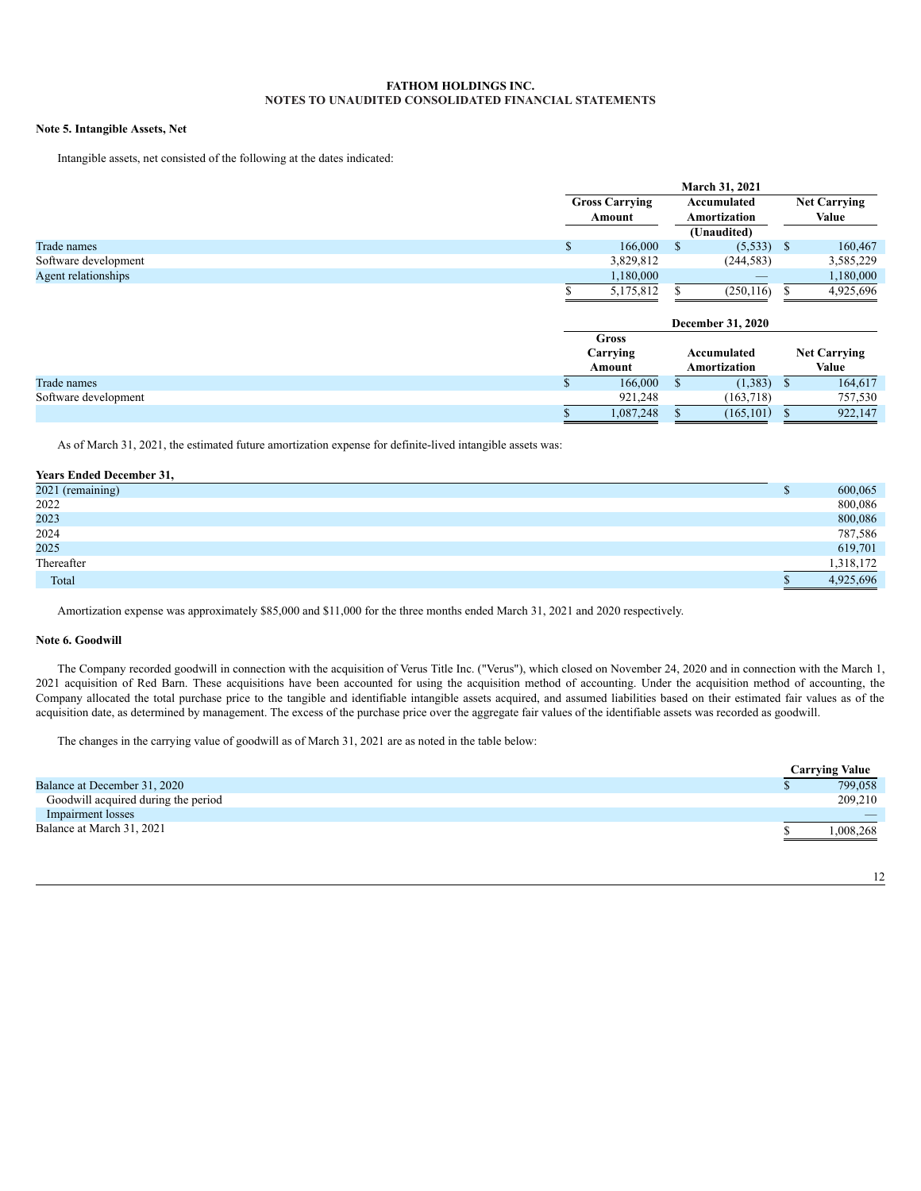**FATHOM HOLDINGS INC.**
**NOTES TO UNAUDITED CONSOLIDATED FINANCIAL STATEMENTS**

### Note 5. Intangible Assets, Net

Intangible assets, net consisted of the following at the dates indicated:

| | March 31, 2021 | | |
|---|---|---|---|
| | Gross Carrying Amount | Accumulated Amortization | Net Carrying Value |
| | | (Unaudited) | |
| Trade names | $ 166,000 | $ (5,533) | $ 160,467 |
| Software development | 3,829,812 | (244,583) | 3,585,229 |
| Agent relationships | 1,180,000 | — | 1,180,000 |
| | $ 5,175,812 | $ (250,116) | $ 4,925,696 |

| | December 31, 2020 | | |
|---|---|---|---|
| | Gross Carrying Amount | Accumulated Amortization | Net Carrying Value |
| Trade names | $ 166,000 | $ (1,383) | $ 164,617 |
| Software development | 921,248 | (163,718) | 757,530 |
| | $ 1,087,248 | $ (165,101) | $ 922,147 |

As of March 31, 2021, the estimated future amortization expense for definite-lived intangible assets was:

| Years Ended December 31, | |
|---|---|
| 2021 (remaining) | $ 600,065 |
| 2022 | 800,086 |
| 2023 | 800,086 |
| 2024 | 787,586 |
| 2025 | 619,701 |
| Thereafter | 1,318,172 |
| Total | $ 4,925,696 |

Amortization expense was approximately $85,000 and $11,000 for the three months ended March 31, 2021 and 2020 respectively.

### Note 6. Goodwill

The Company recorded goodwill in connection with the acquisition of Verus Title Inc. ("Verus"), which closed on November 24, 2020 and in connection with the March 1, 2021 acquisition of Red Barn. These acquisitions have been accounted for using the acquisition method of accounting. Under the acquisition method of accounting, the Company allocated the total purchase price to the tangible and identifiable intangible assets acquired, and assumed liabilities based on their estimated fair values as of the acquisition date, as determined by management. The excess of the purchase price over the aggregate fair values of the identifiable assets was recorded as goodwill.

The changes in the carrying value of goodwill as of March 31, 2021 are as noted in the table below:

| | Carrying Value |
|---|---|
| Balance at December 31, 2020 | $ 799,058 |
| Goodwill acquired during the period | 209,210 |
| Impairment losses | — |
| Balance at March 31, 2021 | $ 1,008,268 |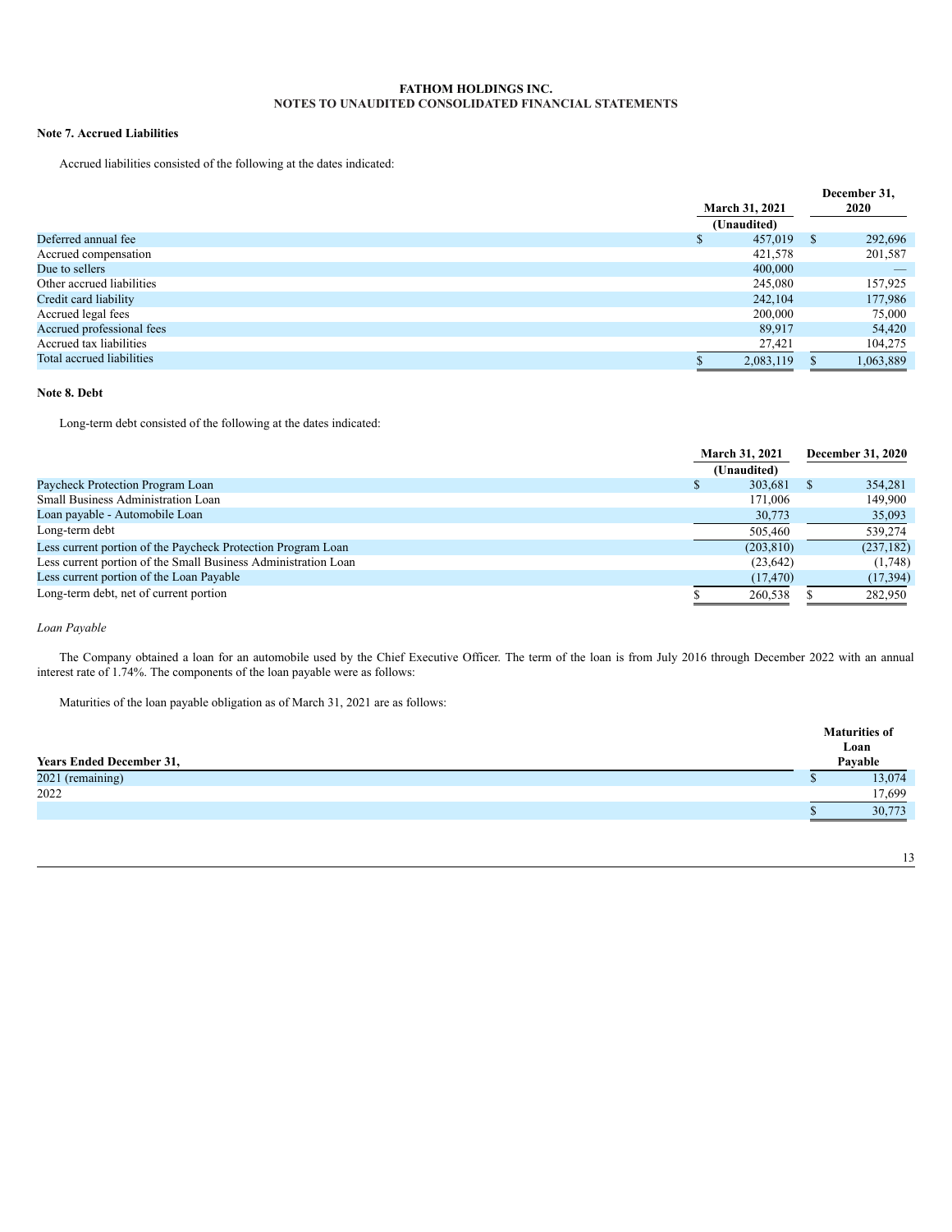**FATHOM HOLDINGS INC.**
**NOTES TO UNAUDITED CONSOLIDATED FINANCIAL STATEMENTS**

**Note 7. Accrued Liabilities**

Accrued liabilities consisted of the following at the dates indicated:

| | March 31, 2021 (Unaudited) | December 31, 2020 |
|---|---|---|
| Deferred annual fee | $ 457,019 | $ 292,696 |
| Accrued compensation | 421,578 | 201,587 |
| Due to sellers | 400,000 | — |
| Other accrued liabilities | 245,080 | 157,925 |
| Credit card liability | 242,104 | 177,986 |
| Accrued legal fees | 200,000 | 75,000 |
| Accrued professional fees | 89,917 | 54,420 |
| Accrued tax liabilities | 27,421 | 104,275 |
| Total accrued liabilities | $ 2,083,119 | $ 1,063,889 |

**Note 8. Debt**

Long-term debt consisted of the following at the dates indicated:

| | March 31, 2021 (Unaudited) | December 31, 2020 |
|---|---|---|
| Paycheck Protection Program Loan | $ 303,681 | $ 354,281 |
| Small Business Administration Loan | 171,006 | 149,900 |
| Loan payable - Automobile Loan | 30,773 | 35,093 |
| Long-term debt | 505,460 | 539,274 |
| Less current portion of the Paycheck Protection Program Loan | (203,810) | (237,182) |
| Less current portion of the Small Business Administration Loan | (23,642) | (1,748) |
| Less current portion of the Loan Payable | (17,470) | (17,394) |
| Long-term debt, net of current portion | $ 260,538 | $ 282,950 |

*Loan Payable*

The Company obtained a loan for an automobile used by the Chief Executive Officer. The term of the loan is from July 2016 through December 2022 with an annual interest rate of 1.74%. The components of the loan payable were as follows:

Maturities of the loan payable obligation as of March 31, 2021 are as follows:

| Years Ended December 31, | Maturities of Loan Payable |
|---|---|
| 2021 (remaining) | $ 13,074 |
| 2022 | 17,699 |
| | $ 30,773 |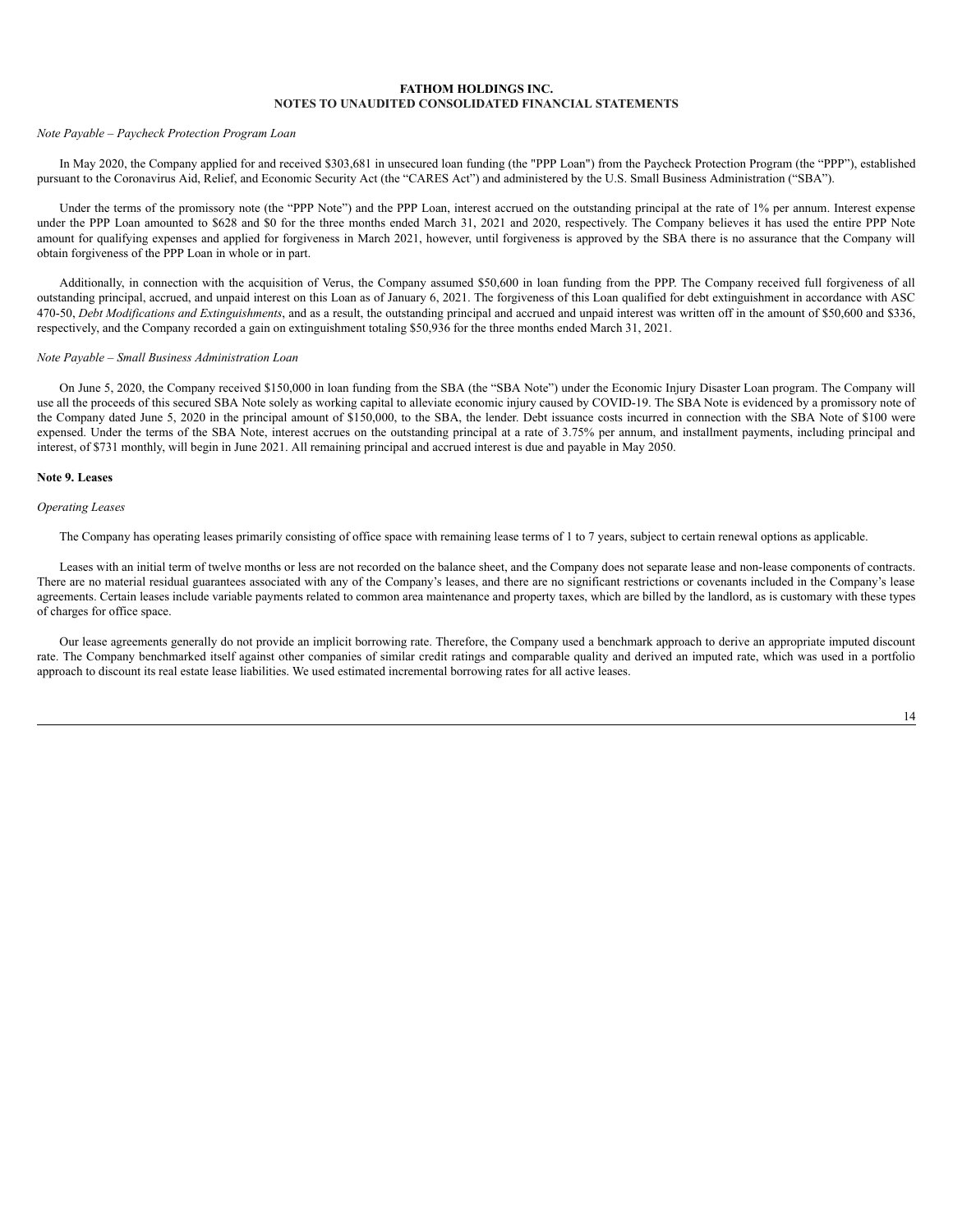FATHOM HOLDINGS INC.
NOTES TO UNAUDITED CONSOLIDATED FINANCIAL STATEMENTS

*Note Payable – Paycheck Protection Program Loan*

In May 2020, the Company applied for and received $303,681 in unsecured loan funding (the "PPP Loan") from the Paycheck Protection Program (the "PPP"), established pursuant to the Coronavirus Aid, Relief, and Economic Security Act (the "CARES Act") and administered by the U.S. Small Business Administration ("SBA").

Under the terms of the promissory note (the "PPP Note") and the PPP Loan, interest accrued on the outstanding principal at the rate of 1% per annum. Interest expense under the PPP Loan amounted to $628 and $0 for the three months ended March 31, 2021 and 2020, respectively. The Company believes it has used the entire PPP Note amount for qualifying expenses and applied for forgiveness in March 2021, however, until forgiveness is approved by the SBA there is no assurance that the Company will obtain forgiveness of the PPP Loan in whole or in part.

Additionally, in connection with the acquisition of Verus, the Company assumed $50,600 in loan funding from the PPP. The Company received full forgiveness of all outstanding principal, accrued, and unpaid interest on this Loan as of January 6, 2021. The forgiveness of this Loan qualified for debt extinguishment in accordance with ASC 470-50, *Debt Modifications and Extinguishments*, and as a result, the outstanding principal and accrued and unpaid interest was written off in the amount of $50,600 and $336, respectively, and the Company recorded a gain on extinguishment totaling $50,936 for the three months ended March 31, 2021.

*Note Payable – Small Business Administration Loan*

On June 5, 2020, the Company received $150,000 in loan funding from the SBA (the "SBA Note") under the Economic Injury Disaster Loan program. The Company will use all the proceeds of this secured SBA Note solely as working capital to alleviate economic injury caused by COVID-19. The SBA Note is evidenced by a promissory note of the Company dated June 5, 2020 in the principal amount of $150,000, to the SBA, the lender. Debt issuance costs incurred in connection with the SBA Note of $100 were expensed. Under the terms of the SBA Note, interest accrues on the outstanding principal at a rate of 3.75% per annum, and installment payments, including principal and interest, of $731 monthly, will begin in June 2021. All remaining principal and accrued interest is due and payable in May 2050.

**Note 9. Leases**

*Operating Leases*

The Company has operating leases primarily consisting of office space with remaining lease terms of 1 to 7 years, subject to certain renewal options as applicable.

Leases with an initial term of twelve months or less are not recorded on the balance sheet, and the Company does not separate lease and non-lease components of contracts. There are no material residual guarantees associated with any of the Company's leases, and there are no significant restrictions or covenants included in the Company's lease agreements. Certain leases include variable payments related to common area maintenance and property taxes, which are billed by the landlord, as is customary with these types of charges for office space.

Our lease agreements generally do not provide an implicit borrowing rate. Therefore, the Company used a benchmark approach to derive an appropriate imputed discount rate. The Company benchmarked itself against other companies of similar credit ratings and comparable quality and derived an imputed rate, which was used in a portfolio approach to discount its real estate lease liabilities. We used estimated incremental borrowing rates for all active leases.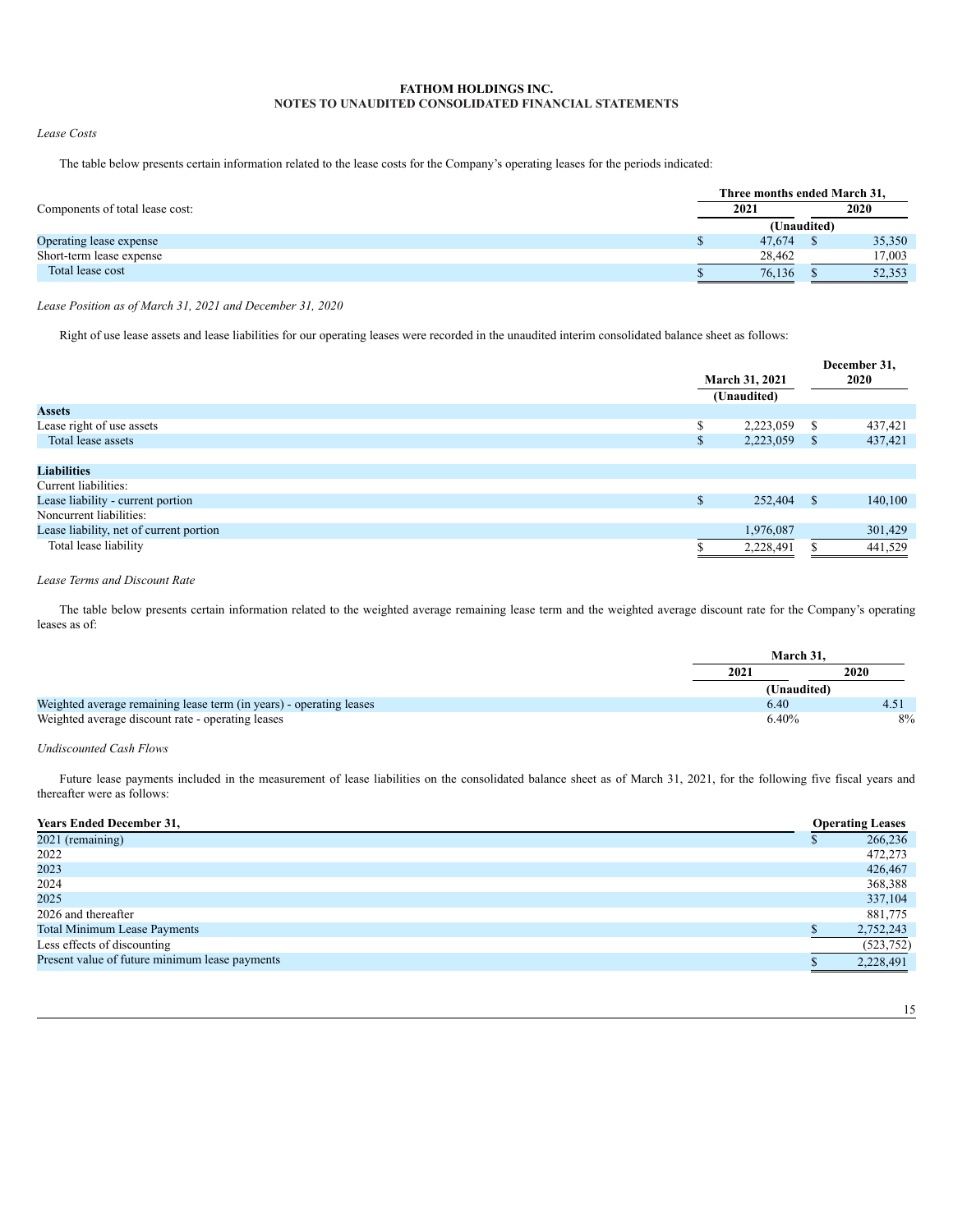**FATHOM HOLDINGS INC.**
**NOTES TO UNAUDITED CONSOLIDATED FINANCIAL STATEMENTS**

*Lease Costs*

The table below presents certain information related to the lease costs for the Company's operating leases for the periods indicated:

| Components of total lease cost: | Three months ended March 31, 2021 | Three months ended March 31, 2020 |
|---|---|---|
| | (Unaudited) | |
| Operating lease expense | $ 47,674 | $ 35,350 |
| Short-term lease expense | 28,462 | 17,003 |
| Total lease cost | $ 76,136 | $ 52,353 |

*Lease Position as of March 31, 2021 and December 31, 2020*

Right of use lease assets and lease liabilities for our operating leases were recorded in the unaudited interim consolidated balance sheet as follows:

| | March 31, 2021 (Unaudited) | December 31, 2020 |
|---|---|---|
| **Assets** | | |
| Lease right of use assets | $ 2,223,059 | $ 437,421 |
| Total lease assets | $ 2,223,059 | $ 437,421 |
| | | |
| **Liabilities** | | |
| Current liabilities: | | |
| Lease liability - current portion | $ 252,404 | $ 140,100 |
| Noncurrent liabilities: | | |
| Lease liability, net of current portion | 1,976,087 | 301,429 |
| Total lease liability | $ 2,228,491 | $ 441,529 |

*Lease Terms and Discount Rate*

The table below presents certain information related to the weighted average remaining lease term and the weighted average discount rate for the Company's operating leases as of:

| | March 31, 2021 | March 31, 2020 |
|---|---|---|
| | (Unaudited) | |
| Weighted average remaining lease term (in years) - operating leases | 6.40 | 4.51 |
| Weighted average discount rate - operating leases | 6.40% | 8% |

*Undiscounted Cash Flows*

Future lease payments included in the measurement of lease liabilities on the consolidated balance sheet as of March 31, 2021, for the following five fiscal years and thereafter were as follows:

| Years Ended December 31, | Operating Leases |
|---|---|
| 2021 (remaining) | $ 266,236 |
| 2022 | 472,273 |
| 2023 | 426,467 |
| 2024 | 368,388 |
| 2025 | 337,104 |
| 2026 and thereafter | 881,775 |
| Total Minimum Lease Payments | $ 2,752,243 |
| Less effects of discounting | (523,752) |
| Present value of future minimum lease payments | $ 2,228,491 |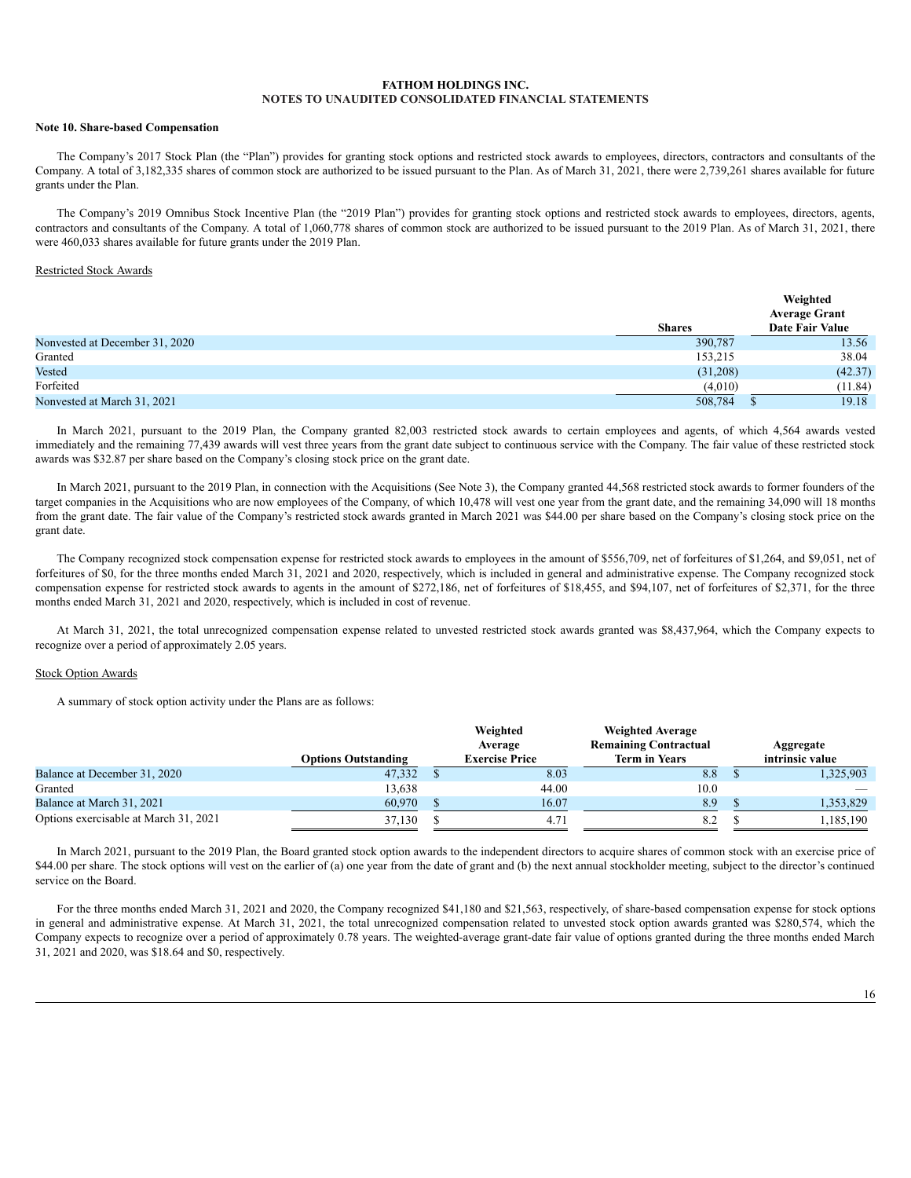**FATHOM HOLDINGS INC.**
**NOTES TO UNAUDITED CONSOLIDATED FINANCIAL STATEMENTS**

**Note 10. Share-based Compensation**

The Company's 2017 Stock Plan (the "Plan") provides for granting stock options and restricted stock awards to employees, directors, contractors and consultants of the Company. A total of 3,182,335 shares of common stock are authorized to be issued pursuant to the Plan. As of March 31, 2021, there were 2,739,261 shares available for future grants under the Plan.

The Company's 2019 Omnibus Stock Incentive Plan (the "2019 Plan") provides for granting stock options and restricted stock awards to employees, directors, agents, contractors and consultants of the Company. A total of 1,060,778 shares of common stock are authorized to be issued pursuant to the 2019 Plan. As of March 31, 2021, there were 460,033 shares available for future grants under the 2019 Plan.

Restricted Stock Awards

| | Shares | Weighted Average Grant Date Fair Value |
|---|---|---|
| Nonvested at December 31, 2020 | 390,787 | 13.56 |
| Granted | 153,215 | 38.04 |
| Vested | (31,208) | (42.37) |
| Forfeited | (4,010) | (11.84) |
| Nonvested at March 31, 2021 | 508,784 | $ 19.18 |

In March 2021, pursuant to the 2019 Plan, the Company granted 82,003 restricted stock awards to certain employees and agents, of which 4,564 awards vested immediately and the remaining 77,439 awards will vest three years from the grant date subject to continuous service with the Company. The fair value of these restricted stock awards was $32.87 per share based on the Company's closing stock price on the grant date.

In March 2021, pursuant to the 2019 Plan, in connection with the Acquisitions (See Note 3), the Company granted 44,568 restricted stock awards to former founders of the target companies in the Acquisitions who are now employees of the Company, of which 10,478 will vest one year from the grant date, and the remaining 34,090 will 18 months from the grant date. The fair value of the Company's restricted stock awards granted in March 2021 was $44.00 per share based on the Company's closing stock price on the grant date.

The Company recognized stock compensation expense for restricted stock awards to employees in the amount of $556,709, net of forfeitures of $1,264, and $9,051, net of forfeitures of $0, for the three months ended March 31, 2021 and 2020, respectively, which is included in general and administrative expense. The Company recognized stock compensation expense for restricted stock awards to agents in the amount of $272,186, net of forfeitures of $18,455, and $94,107, net of forfeitures of $2,371, for the three months ended March 31, 2021 and 2020, respectively, which is included in cost of revenue.

At March 31, 2021, the total unrecognized compensation expense related to unvested restricted stock awards granted was $8,437,964, which the Company expects to recognize over a period of approximately 2.05 years.

Stock Option Awards

A summary of stock option activity under the Plans are as follows:

| | Options Outstanding | Weighted Average Exercise Price | Weighted Average Remaining Contractual Term in Years | Aggregate intrinsic value |
|---|---|---|---|---|
| Balance at December 31, 2020 | 47,332 | $ 8.03 | 8.8 | $ 1,325,903 |
| Granted | 13,638 | 44.00 | 10.0 | — |
| Balance at March 31, 2021 | 60,970 | $ 16.07 | 8.9 | $ 1,353,829 |
| Options exercisable at March 31, 2021 | 37,130 | $ 4.71 | 8.2 | $ 1,185,190 |

In March 2021, pursuant to the 2019 Plan, the Board granted stock option awards to the independent directors to acquire shares of common stock with an exercise price of $44.00 per share. The stock options will vest on the earlier of (a) one year from the date of grant and (b) the next annual stockholder meeting, subject to the director's continued service on the Board.

For the three months ended March 31, 2021 and 2020, the Company recognized $41,180 and $21,563, respectively, of share-based compensation expense for stock options in general and administrative expense. At March 31, 2021, the total unrecognized compensation related to unvested stock option awards granted was $280,574, which the Company expects to recognize over a period of approximately 0.78 years. The weighted-average grant-date fair value of options granted during the three months ended March 31, 2021 and 2020, was $18.64 and $0, respectively.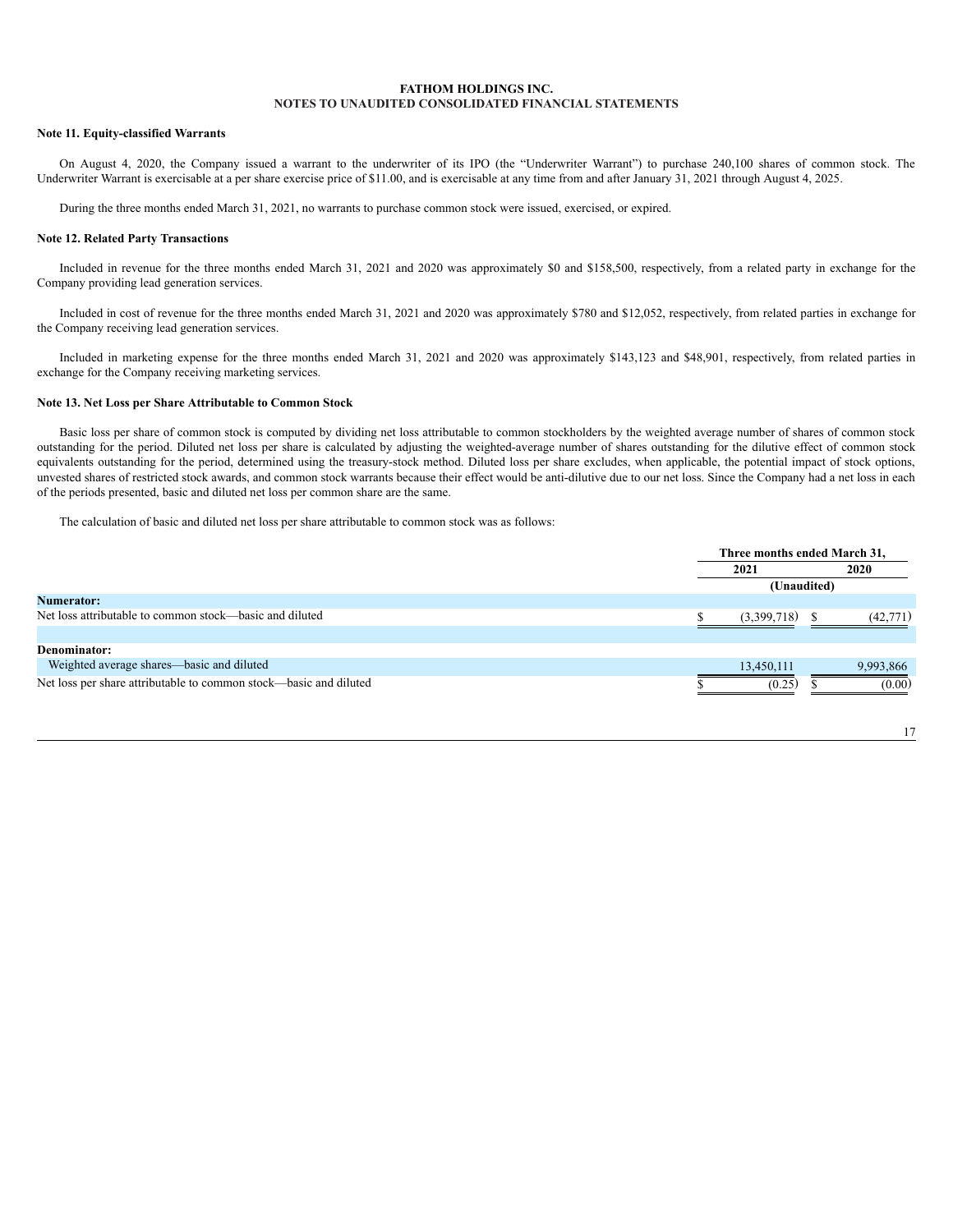FATHOM HOLDINGS INC.
NOTES TO UNAUDITED CONSOLIDATED FINANCIAL STATEMENTS

### Note 11. Equity-classified Warrants

On August 4, 2020, the Company issued a warrant to the underwriter of its IPO (the “Underwriter Warrant”) to purchase 240,100 shares of common stock. The Underwriter Warrant is exercisable at a per share exercise price of $11.00, and is exercisable at any time from and after January 31, 2021 through August 4, 2025.

During the three months ended March 31, 2021, no warrants to purchase common stock were issued, exercised, or expired.

### Note 12. Related Party Transactions

Included in revenue for the three months ended March 31, 2021 and 2020 was approximately $0 and $158,500, respectively, from a related party in exchange for the Company providing lead generation services.

Included in cost of revenue for the three months ended March 31, 2021 and 2020 was approximately $780 and $12,052, respectively, from related parties in exchange for the Company receiving lead generation services.

Included in marketing expense for the three months ended March 31, 2021 and 2020 was approximately $143,123 and $48,901, respectively, from related parties in exchange for the Company receiving marketing services.

### Note 13. Net Loss per Share Attributable to Common Stock

Basic loss per share of common stock is computed by dividing net loss attributable to common stockholders by the weighted average number of shares of common stock outstanding for the period. Diluted net loss per share is calculated by adjusting the weighted-average number of shares outstanding for the dilutive effect of common stock equivalents outstanding for the period, determined using the treasury-stock method. Diluted loss per share excludes, when applicable, the potential impact of stock options, unvested shares of restricted stock awards, and common stock warrants because their effect would be anti-dilutive due to our net loss. Since the Company had a net loss in each of the periods presented, basic and diluted net loss per common share are the same.

The calculation of basic and diluted net loss per share attributable to common stock was as follows:

| | Three months ended March 31, | |
|---|---|---|
| | 2021 | 2020 |
| | (Unaudited) | |
| **Numerator:** | | |
| Net loss attributable to common stock—basic and diluted | $ (3,399,718) | $ (42,771) |
| | | |
| **Denominator:** | | |
| Weighted average shares—basic and diluted | 13,450,111 | 9,993,866 |
| Net loss per share attributable to common stock—basic and diluted | $ (0.25) | $ (0.00) |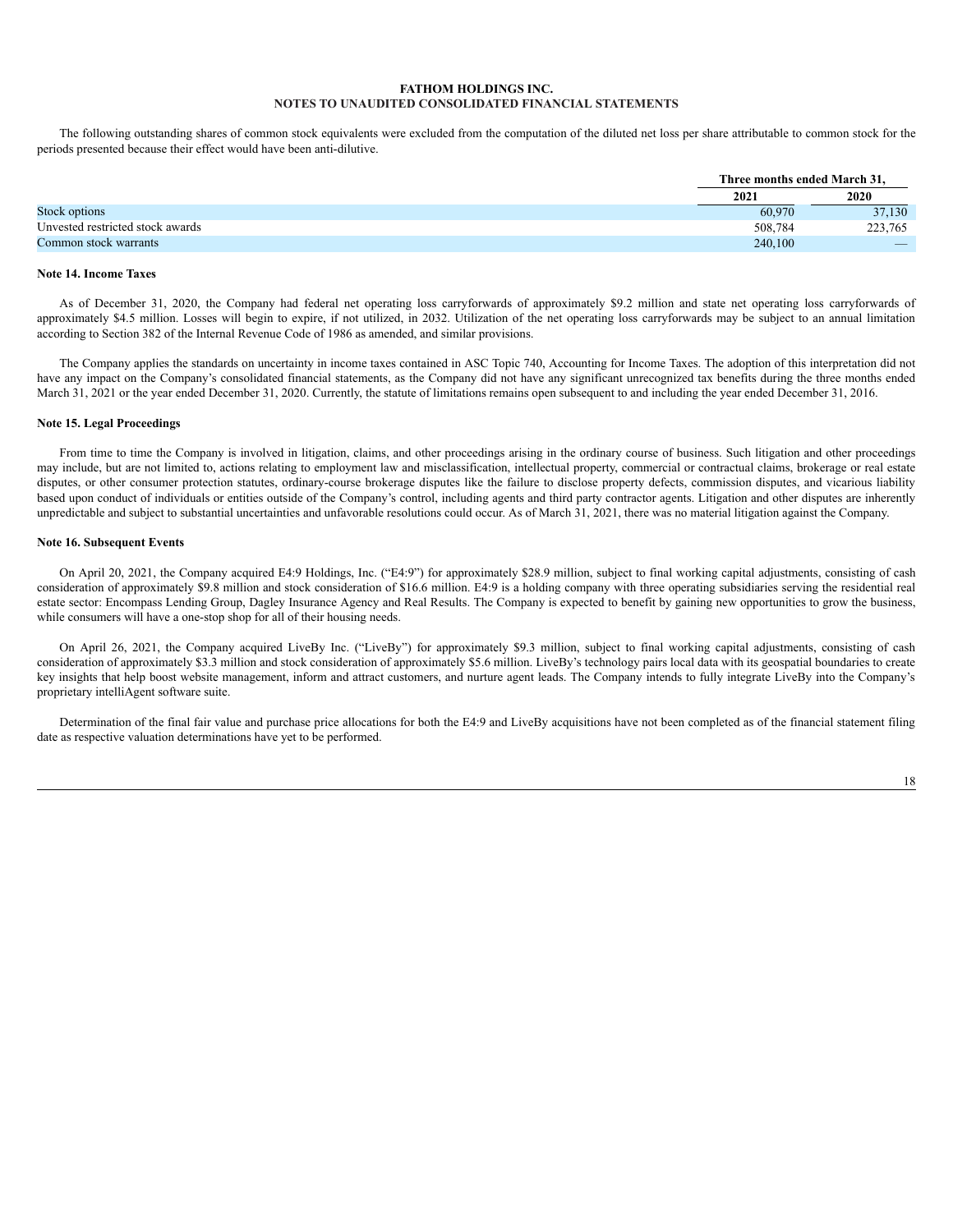**FATHOM HOLDINGS INC.**
**NOTES TO UNAUDITED CONSOLIDATED FINANCIAL STATEMENTS**

The following outstanding shares of common stock equivalents were excluded from the computation of the diluted net loss per share attributable to common stock for the periods presented because their effect would have been anti-dilutive.

| | Three months ended March 31, | |
|---|---|---|
| | 2021 | 2020 |
| Stock options | 60,970 | 37,130 |
| Unvested restricted stock awards | 508,784 | 223,765 |
| Common stock warrants | 240,100 | — |

**Note 14. Income Taxes**

As of December 31, 2020, the Company had federal net operating loss carryforwards of approximately $9.2 million and state net operating loss carryforwards of approximately $4.5 million. Losses will begin to expire, if not utilized, in 2032. Utilization of the net operating loss carryforwards may be subject to an annual limitation according to Section 382 of the Internal Revenue Code of 1986 as amended, and similar provisions.

The Company applies the standards on uncertainty in income taxes contained in ASC Topic 740, Accounting for Income Taxes. The adoption of this interpretation did not have any impact on the Company's consolidated financial statements, as the Company did not have any significant unrecognized tax benefits during the three months ended March 31, 2021 or the year ended December 31, 2020. Currently, the statute of limitations remains open subsequent to and including the year ended December 31, 2016.

**Note 15. Legal Proceedings**

From time to time the Company is involved in litigation, claims, and other proceedings arising in the ordinary course of business. Such litigation and other proceedings may include, but are not limited to, actions relating to employment law and misclassification, intellectual property, commercial or contractual claims, brokerage or real estate disputes, or other consumer protection statutes, ordinary-course brokerage disputes like the failure to disclose property defects, commission disputes, and vicarious liability based upon conduct of individuals or entities outside of the Company's control, including agents and third party contractor agents. Litigation and other disputes are inherently unpredictable and subject to substantial uncertainties and unfavorable resolutions could occur. As of March 31, 2021, there was no material litigation against the Company.

**Note 16. Subsequent Events**

On April 20, 2021, the Company acquired E4:9 Holdings, Inc. ("E4:9") for approximately $28.9 million, subject to final working capital adjustments, consisting of cash consideration of approximately $9.8 million and stock consideration of $16.6 million. E4:9 is a holding company with three operating subsidiaries serving the residential real estate sector: Encompass Lending Group, Dagley Insurance Agency and Real Results. The Company is expected to benefit by gaining new opportunities to grow the business, while consumers will have a one-stop shop for all of their housing needs.

On April 26, 2021, the Company acquired LiveBy Inc. ("LiveBy") for approximately $9.3 million, subject to final working capital adjustments, consisting of cash consideration of approximately $3.3 million and stock consideration of approximately $5.6 million. LiveBy's technology pairs local data with its geospatial boundaries to create key insights that help boost website management, inform and attract customers, and nurture agent leads. The Company intends to fully integrate LiveBy into the Company's proprietary intelliAgent software suite.

Determination of the final fair value and purchase price allocations for both the E4:9 and LiveBy acquisitions have not been completed as of the financial statement filing date as respective valuation determinations have yet to be performed.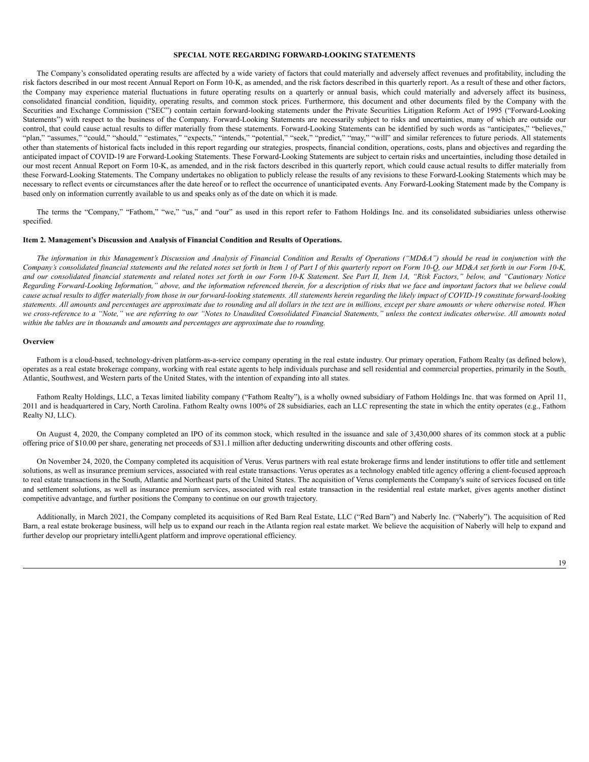**SPECIAL NOTE REGARDING FORWARD-LOOKING STATEMENTS**

The Company's consolidated operating results are affected by a wide variety of factors that could materially and adversely affect revenues and profitability, including the risk factors described in our most recent Annual Report on Form 10-K, as amended, and the risk factors described in this quarterly report. As a result of these and other factors, the Company may experience material fluctuations in future operating results on a quarterly or annual basis, which could materially and adversely affect its business, consolidated financial condition, liquidity, operating results, and common stock prices. Furthermore, this document and other documents filed by the Company with the Securities and Exchange Commission ("SEC") contain certain forward-looking statements under the Private Securities Litigation Reform Act of 1995 ("Forward-Looking Statements") with respect to the business of the Company. Forward-Looking Statements are necessarily subject to risks and uncertainties, many of which are outside our control, that could cause actual results to differ materially from these statements. Forward-Looking Statements can be identified by such words as "anticipates," "believes," "plan," "assumes," "could," "should," "estimates," "expects," "intends," "potential," "seek," "predict," "may," "will" and similar references to future periods. All statements other than statements of historical facts included in this report regarding our strategies, prospects, financial condition, operations, costs, plans and objectives and regarding the anticipated impact of COVID-19 are Forward-Looking Statements. These Forward-Looking Statements are subject to certain risks and uncertainties, including those detailed in our most recent Annual Report on Form 10-K, as amended, and in the risk factors described in this quarterly report, which could cause actual results to differ materially from these Forward-Looking Statements. The Company undertakes no obligation to publicly release the results of any revisions to these Forward-Looking Statements which may be necessary to reflect events or circumstances after the date hereof or to reflect the occurrence of unanticipated events. Any Forward-Looking Statement made by the Company is based only on information currently available to us and speaks only as of the date on which it is made.

The terms the "Company," "Fathom," "we," "us," and "our" as used in this report refer to Fathom Holdings Inc. and its consolidated subsidiaries unless otherwise specified.

**Item 2. Management's Discussion and Analysis of Financial Condition and Results of Operations.**

*The information in this Management's Discussion and Analysis of Financial Condition and Results of Operations ("MD&A") should be read in conjunction with the Company's consolidated financial statements and the related notes set forth in Item 1 of Part I of this quarterly report on Form 10-Q, our MD&A set forth in our Form 10-K, and our consolidated financial statements and related notes set forth in our Form 10-K Statement. See Part II, Item 1A, "Risk Factors," below, and "Cautionary Notice Regarding Forward-Looking Information," above, and the information referenced therein, for a description of risks that we face and important factors that we believe could cause actual results to differ materially from those in our forward-looking statements. All statements herein regarding the likely impact of COVID-19 constitute forward-looking statements. All amounts and percentages are approximate due to rounding and all dollars in the text are in millions, except per share amounts or where otherwise noted. When we cross-reference to a "Note," we are referring to our "Notes to Unaudited Consolidated Financial Statements," unless the context indicates otherwise. All amounts noted within the tables are in thousands and amounts and percentages are approximate due to rounding.*

**Overview**

Fathom is a cloud-based, technology-driven platform-as-a-service company operating in the real estate industry. Our primary operation, Fathom Realty (as defined below), operates as a real estate brokerage company, working with real estate agents to help individuals purchase and sell residential and commercial properties, primarily in the South, Atlantic, Southwest, and Western parts of the United States, with the intention of expanding into all states.

Fathom Realty Holdings, LLC, a Texas limited liability company ("Fathom Realty"), is a wholly owned subsidiary of Fathom Holdings Inc. that was formed on April 11, 2011 and is headquartered in Cary, North Carolina. Fathom Realty owns 100% of 28 subsidiaries, each an LLC representing the state in which the entity operates (e.g., Fathom Realty NJ, LLC).

On August 4, 2020, the Company completed an IPO of its common stock, which resulted in the issuance and sale of 3,430,000 shares of its common stock at a public offering price of $10.00 per share, generating net proceeds of $31.1 million after deducting underwriting discounts and other offering costs.

On November 24, 2020, the Company completed its acquisition of Verus. Verus partners with real estate brokerage firms and lender institutions to offer title and settlement solutions, as well as insurance premium services, associated with real estate transactions. Verus operates as a technology enabled title agency offering a client-focused approach to real estate transactions in the South, Atlantic and Northeast parts of the United States. The acquisition of Verus complements the Company's suite of services focused on title and settlement solutions, as well as insurance premium services, associated with real estate transaction in the residential real estate market, gives agents another distinct competitive advantage, and further positions the Company to continue on our growth trajectory.

Additionally, in March 2021, the Company completed its acquisitions of Red Barn Real Estate, LLC ("Red Barn") and Naberly Inc. ("Naberly"). The acquisition of Red Barn, a real estate brokerage business, will help us to expand our reach in the Atlanta region real estate market. We believe the acquisition of Naberly will help to expand and further develop our proprietary intelliAgent platform and improve operational efficiency.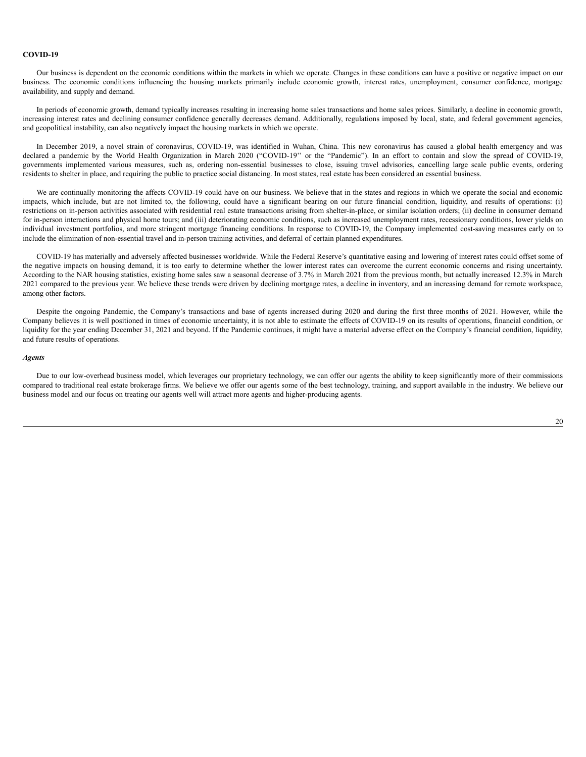**COVID-19**

Our business is dependent on the economic conditions within the markets in which we operate. Changes in these conditions can have a positive or negative impact on our business. The economic conditions influencing the housing markets primarily include economic growth, interest rates, unemployment, consumer confidence, mortgage availability, and supply and demand.

In periods of economic growth, demand typically increases resulting in increasing home sales transactions and home sales prices. Similarly, a decline in economic growth, increasing interest rates and declining consumer confidence generally decreases demand. Additionally, regulations imposed by local, state, and federal government agencies, and geopolitical instability, can also negatively impact the housing markets in which we operate.

In December 2019, a novel strain of coronavirus, COVID-19, was identified in Wuhan, China. This new coronavirus has caused a global health emergency and was declared a pandemic by the World Health Organization in March 2020 ("COVID-19" or the "Pandemic"). In an effort to contain and slow the spread of COVID-19, governments implemented various measures, such as, ordering non-essential businesses to close, issuing travel advisories, cancelling large scale public events, ordering residents to shelter in place, and requiring the public to practice social distancing. In most states, real estate has been considered an essential business.

We are continually monitoring the affects COVID-19 could have on our business. We believe that in the states and regions in which we operate the social and economic impacts, which include, but are not limited to, the following, could have a significant bearing on our future financial condition, liquidity, and results of operations: (i) restrictions on in-person activities associated with residential real estate transactions arising from shelter-in-place, or similar isolation orders; (ii) decline in consumer demand for in-person interactions and physical home tours; and (iii) deteriorating economic conditions, such as increased unemployment rates, recessionary conditions, lower yields on individual investment portfolios, and more stringent mortgage financing conditions. In response to COVID-19, the Company implemented cost-saving measures early on to include the elimination of non-essential travel and in-person training activities, and deferral of certain planned expenditures.

COVID-19 has materially and adversely affected businesses worldwide. While the Federal Reserve's quantitative easing and lowering of interest rates could offset some of the negative impacts on housing demand, it is too early to determine whether the lower interest rates can overcome the current economic concerns and rising uncertainty. According to the NAR housing statistics, existing home sales saw a seasonal decrease of 3.7% in March 2021 from the previous month, but actually increased 12.3% in March 2021 compared to the previous year. We believe these trends were driven by declining mortgage rates, a decline in inventory, and an increasing demand for remote workspace, among other factors.

Despite the ongoing Pandemic, the Company's transactions and base of agents increased during 2020 and during the first three months of 2021. However, while the Company believes it is well positioned in times of economic uncertainty, it is not able to estimate the effects of COVID-19 on its results of operations, financial condition, or liquidity for the year ending December 31, 2021 and beyond. If the Pandemic continues, it might have a material adverse effect on the Company's financial condition, liquidity, and future results of operations.

***Agents***

Due to our low-overhead business model, which leverages our proprietary technology, we can offer our agents the ability to keep significantly more of their commissions compared to traditional real estate brokerage firms. We believe we offer our agents some of the best technology, training, and support available in the industry. We believe our business model and our focus on treating our agents well will attract more agents and higher-producing agents.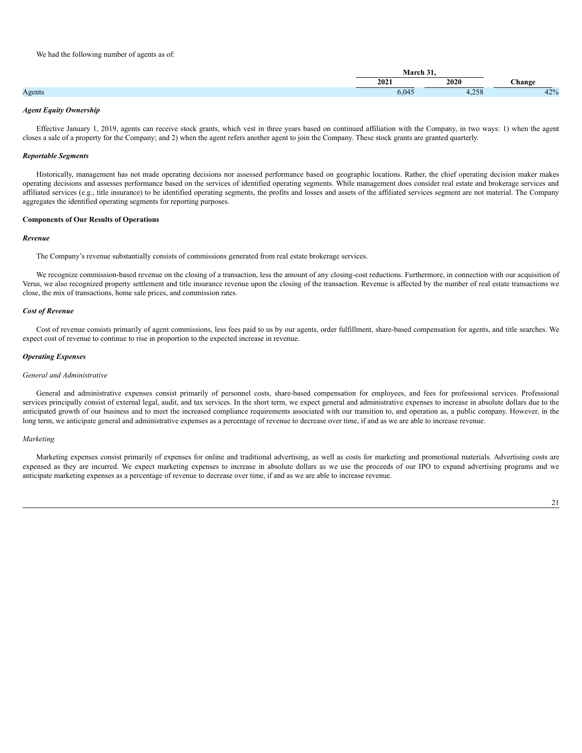We had the following number of agents as of:

| | March 31, | | |
|---|---|---|---|
| | 2021 | 2020 | Change |
| Agents | 6,045 | 4,258 | 42% |

***Agent Equity Ownership***

Effective January 1, 2019, agents can receive stock grants, which vest in three years based on continued affiliation with the Company, in two ways: 1) when the agent closes a sale of a property for the Company; and 2) when the agent refers another agent to join the Company. These stock grants are granted quarterly.

***Reportable Segments***

Historically, management has not made operating decisions nor assessed performance based on geographic locations. Rather, the chief operating decision maker makes operating decisions and assesses performance based on the services of identified operating segments. While management does consider real estate and brokerage services and affiliated services (e.g., title insurance) to be identified operating segments, the profits and losses and assets of the affiliated services segment are not material. The Company aggregates the identified operating segments for reporting purposes.

**Components of Our Results of Operations**

***Revenue***

The Company's revenue substantially consists of commissions generated from real estate brokerage services.

We recognize commission-based revenue on the closing of a transaction, less the amount of any closing-cost reductions. Furthermore, in connection with our acquisition of Verus, we also recognized property settlement and title insurance revenue upon the closing of the transaction. Revenue is affected by the number of real estate transactions we close, the mix of transactions, home sale prices, and commission rates.

***Cost of Revenue***

Cost of revenue consists primarily of agent commissions, less fees paid to us by our agents, order fulfillment, share-based compensation for agents, and title searches. We expect cost of revenue to continue to rise in proportion to the expected increase in revenue.

***Operating Expenses***

*General and Administrative*

General and administrative expenses consist primarily of personnel costs, share-based compensation for employees, and fees for professional services. Professional services principally consist of external legal, audit, and tax services. In the short term, we expect general and administrative expenses to increase in absolute dollars due to the anticipated growth of our business and to meet the increased compliance requirements associated with our transition to, and operation as, a public company. However, in the long term, we anticipate general and administrative expenses as a percentage of revenue to decrease over time, if and as we are able to increase revenue.

*Marketing*

Marketing expenses consist primarily of expenses for online and traditional advertising, as well as costs for marketing and promotional materials. Advertising costs are expensed as they are incurred. We expect marketing expenses to increase in absolute dollars as we use the proceeds of our IPO to expand advertising programs and we anticipate marketing expenses as a percentage of revenue to decrease over time, if and as we are able to increase revenue.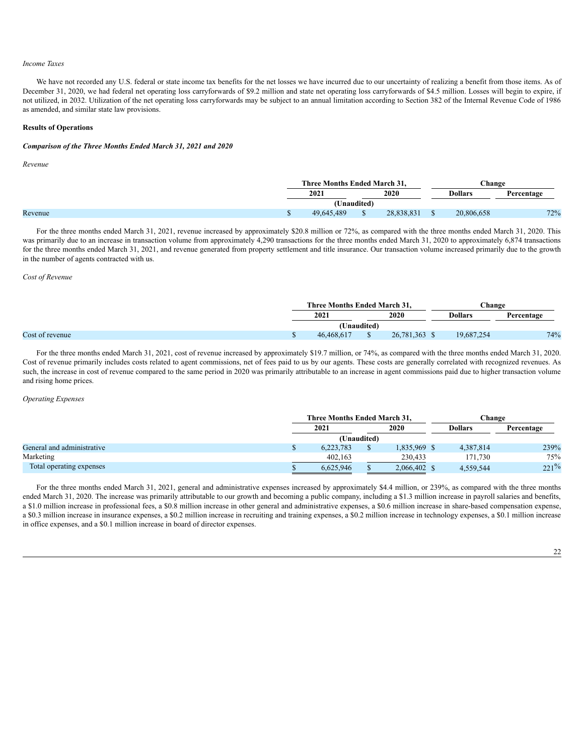*Income Taxes*

We have not recorded any U.S. federal or state income tax benefits for the net losses we have incurred due to our uncertainty of realizing a benefit from those items. As of December 31, 2020, we had federal net operating loss carryforwards of $9.2 million and state net operating loss carryforwards of $4.5 million. Losses will begin to expire, if not utilized, in 2032. Utilization of the net operating loss carryforwards may be subject to an annual limitation according to Section 382 of the Internal Revenue Code of 1986 as amended, and similar state law provisions.

**Results of Operations**

***Comparison of the Three Months Ended March 31, 2021 and 2020***

*Revenue*

| | Three Months Ended March 31, | | Change | |
|---|---|---|---|---|
| | 2021 | 2020 | Dollars | Percentage |
| | (Unaudited) | | | |
| Revenue | $ 49,645,489 | $ 28,838,831 | $ 20,806,658 | 72% |

For the three months ended March 31, 2021, revenue increased by approximately $20.8 million or 72%, as compared with the three months ended March 31, 2020. This was primarily due to an increase in transaction volume from approximately 4,290 transactions for the three months ended March 31, 2020 to approximately 6,874 transactions for the three months ended March 31, 2021, and revenue generated from property settlement and title insurance. Our transaction volume increased primarily due to the growth in the number of agents contracted with us.

*Cost of Revenue*

| | Three Months Ended March 31, | | Change | |
|---|---|---|---|---|
| | 2021 | 2020 | Dollars | Percentage |
| | (Unaudited) | | | |
| Cost of revenue | $ 46,468,617 | $ 26,781,363 | $ 19,687,254 | 74% |

For the three months ended March 31, 2021, cost of revenue increased by approximately $19.7 million, or 74%, as compared with the three months ended March 31, 2020. Cost of revenue primarily includes costs related to agent commissions, net of fees paid to us by our agents. These costs are generally correlated with recognized revenues. As such, the increase in cost of revenue compared to the same period in 2020 was primarily attributable to an increase in agent commissions paid due to higher transaction volume and rising home prices.

*Operating Expenses*

| | Three Months Ended March 31, | | Change | |
|---|---|---|---|---|
| | 2021 | 2020 | Dollars | Percentage |
| | (Unaudited) | | | |
| General and administrative | $ 6,223,783 | $ 1,835,969 | $ 4,387,814 | 239% |
| Marketing | 402,163 | 230,433 | 171,730 | 75% |
| Total operating expenses | $ 6,625,946 | $ 2,066,402 | $ 4,559,544 | 221% |

For the three months ended March 31, 2021, general and administrative expenses increased by approximately $4.4 million, or 239%, as compared with the three months ended March 31, 2020. The increase was primarily attributable to our growth and becoming a public company, including a $1.3 million increase in payroll salaries and benefits, a $1.0 million increase in professional fees, a $0.8 million increase in other general and administrative expenses, a $0.6 million increase in share-based compensation expense, a $0.3 million increase in insurance expenses, a $0.2 million increase in recruiting and training expenses, a $0.2 million increase in technology expenses, a $0.1 million increase in office expenses, and a $0.1 million increase in board of director expenses.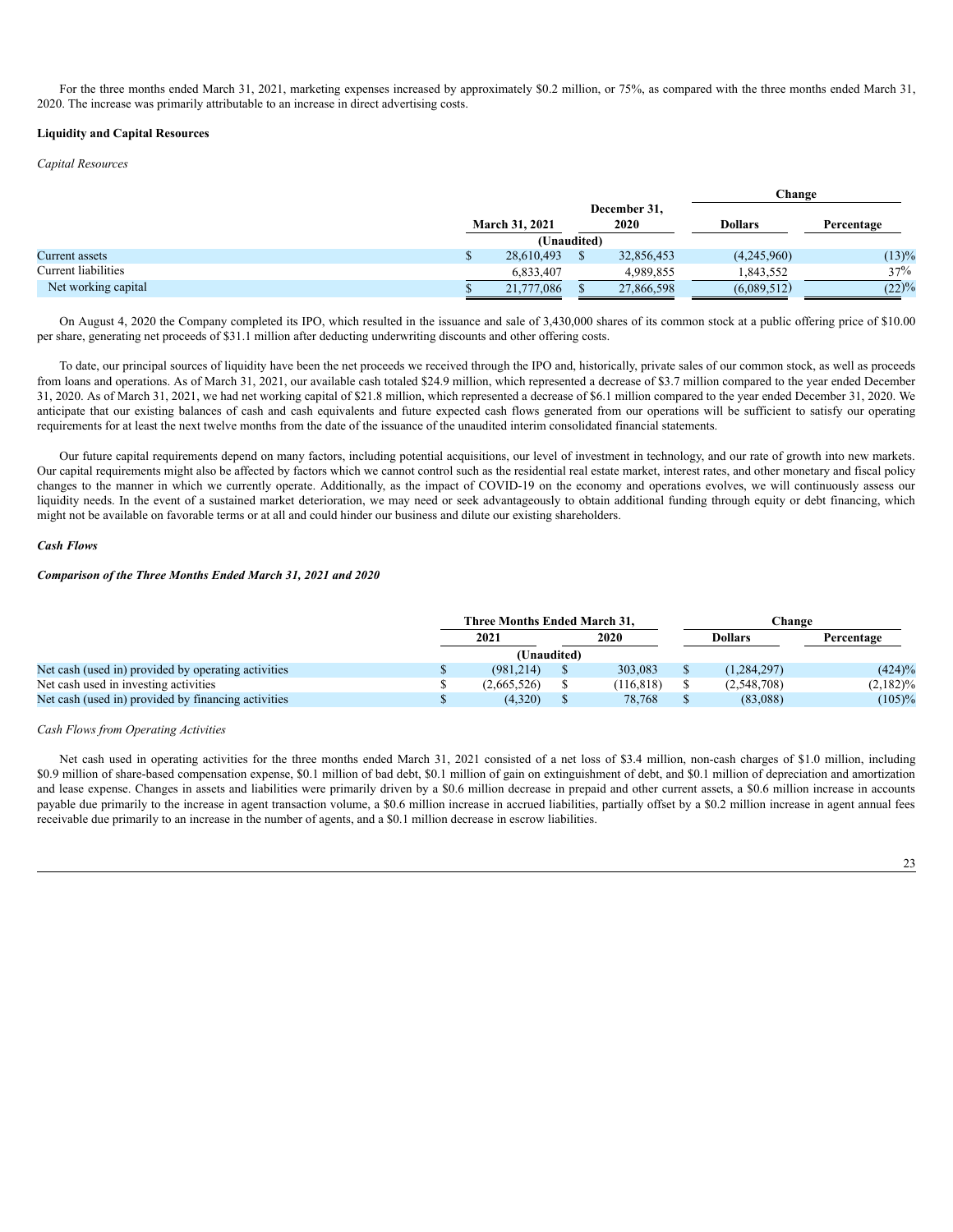For the three months ended March 31, 2021, marketing expenses increased by approximately $0.2 million, or 75%, as compared with the three months ended March 31, 2020. The increase was primarily attributable to an increase in direct advertising costs.

**Liquidity and Capital Resources**

*Capital Resources*

| | March 31, 2021 | December 31, 2020 | Change | |
|---|---|---|---|---|
| | | | Dollars | Percentage |
| | (Unaudited) | | | |
| Current assets | $ 28,610,493 | $ 32,856,453 | (4,245,960) | (13)% |
| Current liabilities | 6,833,407 | 4,989,855 | 1,843,552 | 37% |
| Net working capital | $ 21,777,086 | $ 27,866,598 | (6,089,512) | (22)% |

On August 4, 2020 the Company completed its IPO, which resulted in the issuance and sale of 3,430,000 shares of its common stock at a public offering price of $10.00 per share, generating net proceeds of $31.1 million after deducting underwriting discounts and other offering costs.

To date, our principal sources of liquidity have been the net proceeds we received through the IPO and, historically, private sales of our common stock, as well as proceeds from loans and operations. As of March 31, 2021, our available cash totaled $24.9 million, which represented a decrease of $3.7 million compared to the year ended December 31, 2020. As of March 31, 2021, we had net working capital of $21.8 million, which represented a decrease of $6.1 million compared to the year ended December 31, 2020. We anticipate that our existing balances of cash and cash equivalents and future expected cash flows generated from our operations will be sufficient to satisfy our operating requirements for at least the next twelve months from the date of the issuance of the unaudited interim consolidated financial statements.

Our future capital requirements depend on many factors, including potential acquisitions, our level of investment in technology, and our rate of growth into new markets. Our capital requirements might also be affected by factors which we cannot control such as the residential real estate market, interest rates, and other monetary and fiscal policy changes to the manner in which we currently operate. Additionally, as the impact of COVID-19 on the economy and operations evolves, we will continuously assess our liquidity needs. In the event of a sustained market deterioration, we may need or seek advantageously to obtain additional funding through equity or debt financing, which might not be available on favorable terms or at all and could hinder our business and dilute our existing shareholders.

***Cash Flows***

***Comparison of the Three Months Ended March 31, 2021 and 2020***

| | Three Months Ended March 31, | | Change | |
|---|---|---|---|---|
| | 2021 | 2020 | Dollars | Percentage |
| | (Unaudited) | | | |
| Net cash (used in) provided by operating activities | $ (981,214) | $ 303,083 | $ (1,284,297) | (424)% |
| Net cash used in investing activities | $ (2,665,526) | $ (116,818) | $ (2,548,708) | (2,182)% |
| Net cash (used in) provided by financing activities | $ (4,320) | $ 78,768 | $ (83,088) | (105)% |

*Cash Flows from Operating Activities*

Net cash used in operating activities for the three months ended March 31, 2021 consisted of a net loss of $3.4 million, non-cash charges of $1.0 million, including $0.9 million of share-based compensation expense, $0.1 million of bad debt, $0.1 million of gain on extinguishment of debt, and $0.1 million of depreciation and amortization and lease expense. Changes in assets and liabilities were primarily driven by a $0.6 million decrease in prepaid and other current assets, a $0.6 million increase in accounts payable due primarily to the increase in agent transaction volume, a $0.6 million increase in accrued liabilities, partially offset by a $0.2 million increase in agent annual fees receivable due primarily to an increase in the number of agents, and a $0.1 million decrease in escrow liabilities.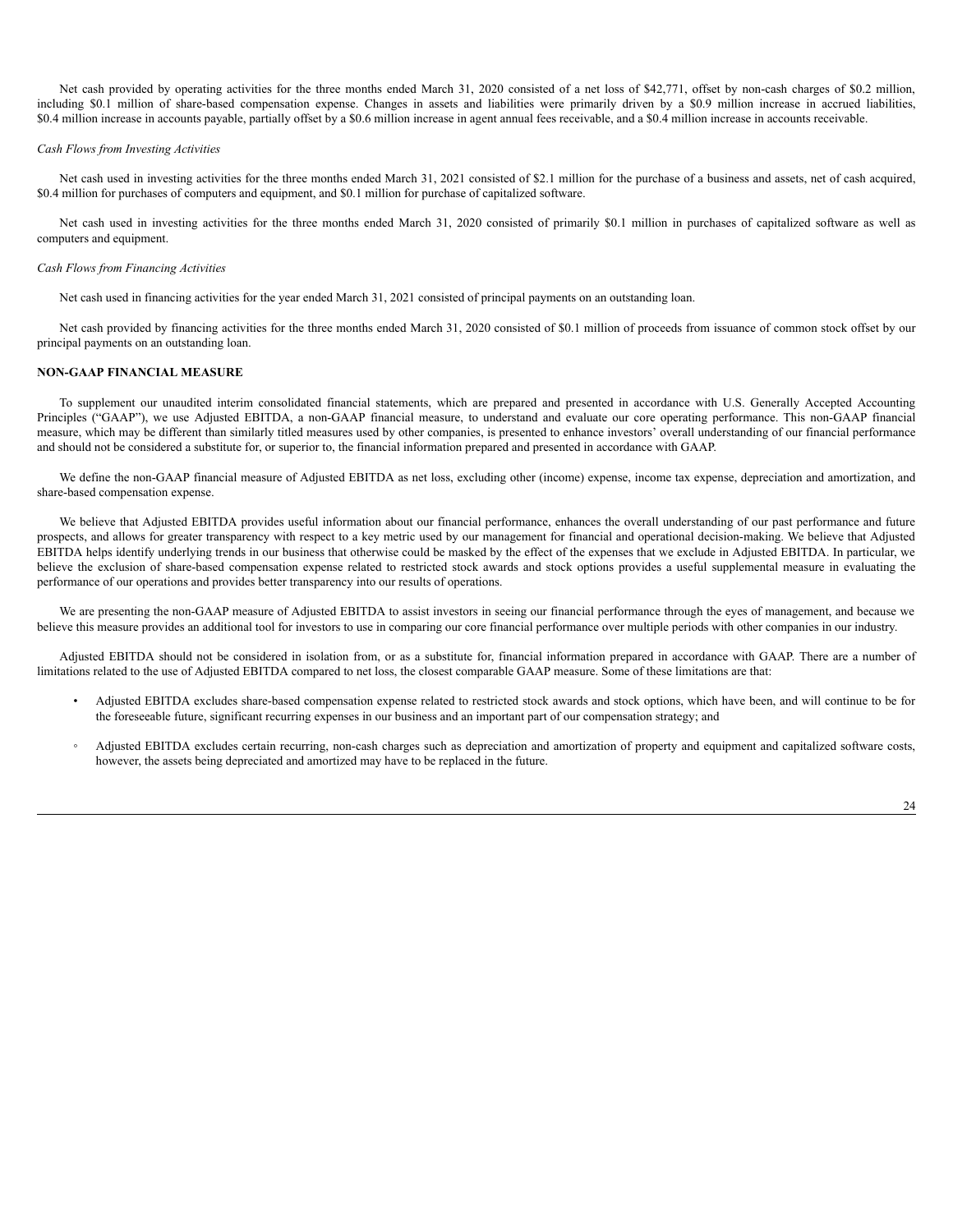Net cash provided by operating activities for the three months ended March 31, 2020 consisted of a net loss of $42,771, offset by non-cash charges of $0.2 million, including $0.1 million of share-based compensation expense. Changes in assets and liabilities were primarily driven by a $0.9 million increase in accrued liabilities, $0.4 million increase in accounts payable, partially offset by a $0.6 million increase in agent annual fees receivable, and a $0.4 million increase in accounts receivable.

*Cash Flows from Investing Activities*

Net cash used in investing activities for the three months ended March 31, 2021 consisted of $2.1 million for the purchase of a business and assets, net of cash acquired, $0.4 million for purchases of computers and equipment, and $0.1 million for purchase of capitalized software.

Net cash used in investing activities for the three months ended March 31, 2020 consisted of primarily $0.1 million in purchases of capitalized software as well as computers and equipment.

*Cash Flows from Financing Activities*

Net cash used in financing activities for the year ended March 31, 2021 consisted of principal payments on an outstanding loan.

Net cash provided by financing activities for the three months ended March 31, 2020 consisted of $0.1 million of proceeds from issuance of common stock offset by our principal payments on an outstanding loan.

**NON-GAAP FINANCIAL MEASURE**

To supplement our unaudited interim consolidated financial statements, which are prepared and presented in accordance with U.S. Generally Accepted Accounting Principles ("GAAP"), we use Adjusted EBITDA, a non-GAAP financial measure, to understand and evaluate our core operating performance. This non-GAAP financial measure, which may be different than similarly titled measures used by other companies, is presented to enhance investors' overall understanding of our financial performance and should not be considered a substitute for, or superior to, the financial information prepared and presented in accordance with GAAP.

We define the non-GAAP financial measure of Adjusted EBITDA as net loss, excluding other (income) expense, income tax expense, depreciation and amortization, and share-based compensation expense.

We believe that Adjusted EBITDA provides useful information about our financial performance, enhances the overall understanding of our past performance and future prospects, and allows for greater transparency with respect to a key metric used by our management for financial and operational decision-making. We believe that Adjusted EBITDA helps identify underlying trends in our business that otherwise could be masked by the effect of the expenses that we exclude in Adjusted EBITDA. In particular, we believe the exclusion of share-based compensation expense related to restricted stock awards and stock options provides a useful supplemental measure in evaluating the performance of our operations and provides better transparency into our results of operations.

We are presenting the non-GAAP measure of Adjusted EBITDA to assist investors in seeing our financial performance through the eyes of management, and because we believe this measure provides an additional tool for investors to use in comparing our core financial performance over multiple periods with other companies in our industry.

Adjusted EBITDA should not be considered in isolation from, or as a substitute for, financial information prepared in accordance with GAAP. There are a number of limitations related to the use of Adjusted EBITDA compared to net loss, the closest comparable GAAP measure. Some of these limitations are that:

- Adjusted EBITDA excludes share-based compensation expense related to restricted stock awards and stock options, which have been, and will continue to be for the foreseeable future, significant recurring expenses in our business and an important part of our compensation strategy; and
   - Adjusted EBITDA excludes certain recurring, non-cash charges such as depreciation and amortization of property and equipment and capitalized software costs, however, the assets being depreciated and amortized may have to be replaced in the future.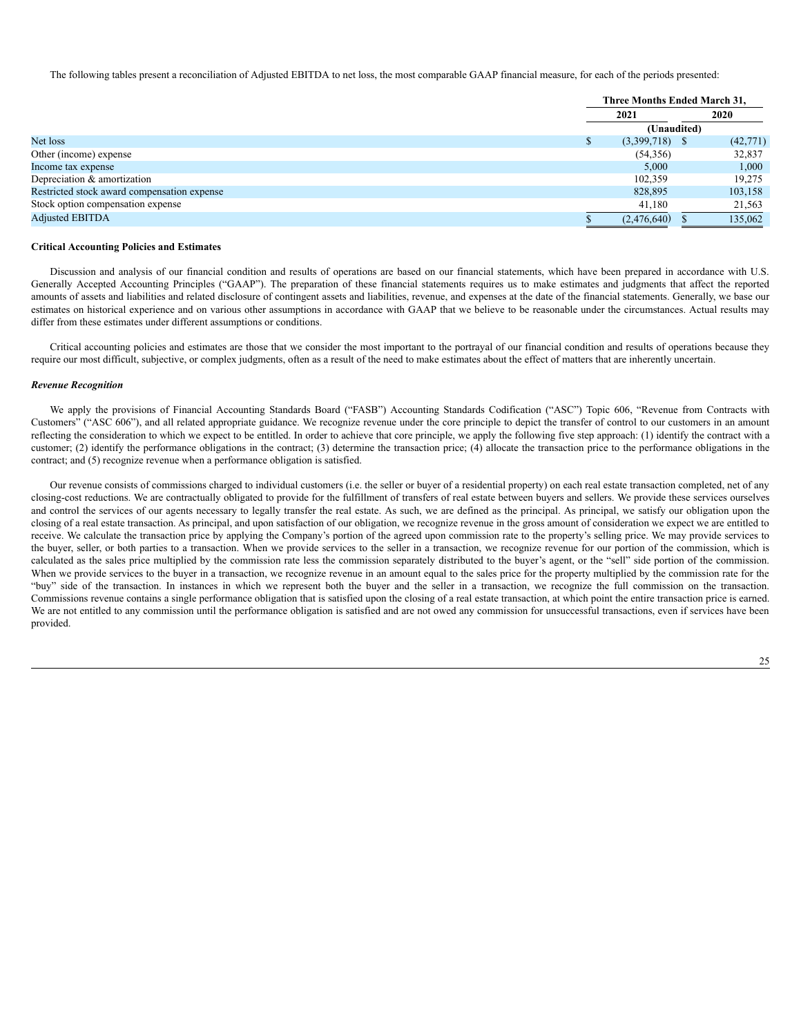The following tables present a reconciliation of Adjusted EBITDA to net loss, the most comparable GAAP financial measure, for each of the periods presented:

| | Three Months Ended March 31, | |
|---|---|---|
| | 2021 | 2020 |
| | (Unaudited) | |
| Net loss | $ (3,399,718) | $ (42,771) |
| Other (income) expense | (54,356) | 32,837 |
| Income tax expense | 5,000 | 1,000 |
| Depreciation & amortization | 102,359 | 19,275 |
| Restricted stock award compensation expense | 828,895 | 103,158 |
| Stock option compensation expense | 41,180 | 21,563 |
| Adjusted EBITDA | $ (2,476,640) | $ 135,062 |

**Critical Accounting Policies and Estimates**

Discussion and analysis of our financial condition and results of operations are based on our financial statements, which have been prepared in accordance with U.S. Generally Accepted Accounting Principles ("GAAP"). The preparation of these financial statements requires us to make estimates and judgments that affect the reported amounts of assets and liabilities and related disclosure of contingent assets and liabilities, revenue, and expenses at the date of the financial statements. Generally, we base our estimates on historical experience and on various other assumptions in accordance with GAAP that we believe to be reasonable under the circumstances. Actual results may differ from these estimates under different assumptions or conditions.

Critical accounting policies and estimates are those that we consider the most important to the portrayal of our financial condition and results of operations because they require our most difficult, subjective, or complex judgments, often as a result of the need to make estimates about the effect of matters that are inherently uncertain.

***Revenue Recognition***

We apply the provisions of Financial Accounting Standards Board ("FASB") Accounting Standards Codification ("ASC") Topic 606, "Revenue from Contracts with Customers" ("ASC 606"), and all related appropriate guidance. We recognize revenue under the core principle to depict the transfer of control to our customers in an amount reflecting the consideration to which we expect to be entitled. In order to achieve that core principle, we apply the following five step approach: (1) identify the contract with a customer; (2) identify the performance obligations in the contract; (3) determine the transaction price; (4) allocate the transaction price to the performance obligations in the contract; and (5) recognize revenue when a performance obligation is satisfied.

Our revenue consists of commissions charged to individual customers (i.e. the seller or buyer of a residential property) on each real estate transaction completed, net of any closing-cost reductions. We are contractually obligated to provide for the fulfillment of transfers of real estate between buyers and sellers. We provide these services ourselves and control the services of our agents necessary to legally transfer the real estate. As such, we are defined as the principal. As principal, we satisfy our obligation upon the closing of a real estate transaction. As principal, and upon satisfaction of our obligation, we recognize revenue in the gross amount of consideration we expect we are entitled to receive. We calculate the transaction price by applying the Company's portion of the agreed upon commission rate to the property's selling price. We may provide services to the buyer, seller, or both parties to a transaction. When we provide services to the seller in a transaction, we recognize revenue for our portion of the commission, which is calculated as the sales price multiplied by the commission rate less the commission separately distributed to the buyer's agent, or the "sell" side portion of the commission. When we provide services to the buyer in a transaction, we recognize revenue in an amount equal to the sales price for the property multiplied by the commission rate for the "buy" side of the transaction. In instances in which we represent both the buyer and the seller in a transaction, we recognize the full commission on the transaction. Commissions revenue contains a single performance obligation that is satisfied upon the closing of a real estate transaction, at which point the entire transaction price is earned. We are not entitled to any commission until the performance obligation is satisfied and are not owed any commission for unsuccessful transactions, even if services have been provided.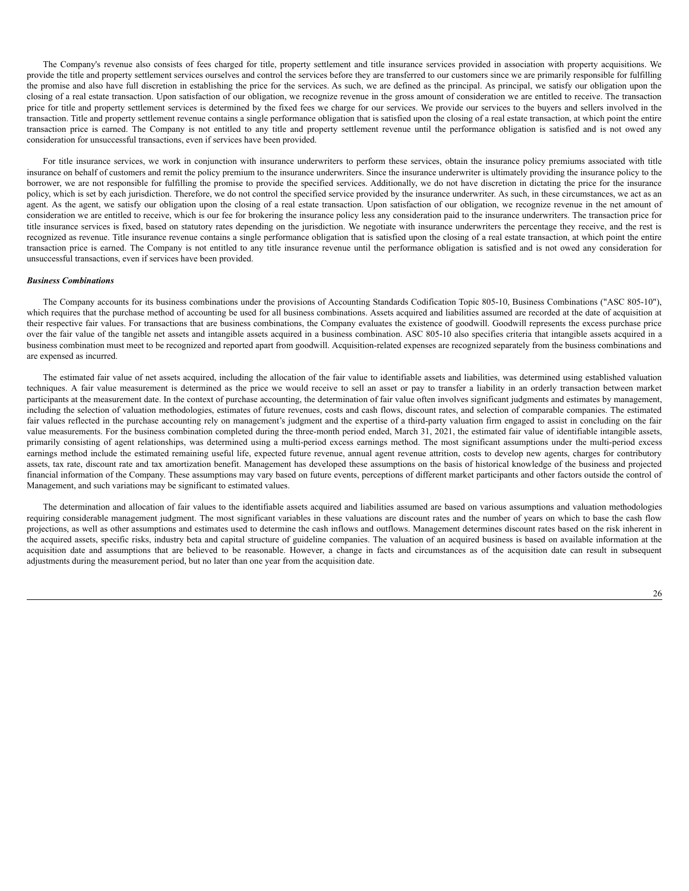The Company's revenue also consists of fees charged for title, property settlement and title insurance services provided in association with property acquisitions. We provide the title and property settlement services ourselves and control the services before they are transferred to our customers since we are primarily responsible for fulfilling the promise and also have full discretion in establishing the price for the services. As such, we are defined as the principal. As principal, we satisfy our obligation upon the closing of a real estate transaction. Upon satisfaction of our obligation, we recognize revenue in the gross amount of consideration we are entitled to receive. The transaction price for title and property settlement services is determined by the fixed fees we charge for our services. We provide our services to the buyers and sellers involved in the transaction. Title and property settlement revenue contains a single performance obligation that is satisfied upon the closing of a real estate transaction, at which point the entire transaction price is earned. The Company is not entitled to any title and property settlement revenue until the performance obligation is satisfied and is not owed any consideration for unsuccessful transactions, even if services have been provided.

For title insurance services, we work in conjunction with insurance underwriters to perform these services, obtain the insurance policy premiums associated with title insurance on behalf of customers and remit the policy premium to the insurance underwriters. Since the insurance underwriter is ultimately providing the insurance policy to the borrower, we are not responsible for fulfilling the promise to provide the specified services. Additionally, we do not have discretion in dictating the price for the insurance policy, which is set by each jurisdiction. Therefore, we do not control the specified service provided by the insurance underwriter. As such, in these circumstances, we act as an agent. As the agent, we satisfy our obligation upon the closing of a real estate transaction. Upon satisfaction of our obligation, we recognize revenue in the net amount of consideration we are entitled to receive, which is our fee for brokering the insurance policy less any consideration paid to the insurance underwriters. The transaction price for title insurance services is fixed, based on statutory rates depending on the jurisdiction. We negotiate with insurance underwriters the percentage they receive, and the rest is recognized as revenue. Title insurance revenue contains a single performance obligation that is satisfied upon the closing of a real estate transaction, at which point the entire transaction price is earned. The Company is not entitled to any title insurance revenue until the performance obligation is satisfied and is not owed any consideration for unsuccessful transactions, even if services have been provided.

***Business Combinations***

The Company accounts for its business combinations under the provisions of Accounting Standards Codification Topic 805-10, Business Combinations ("ASC 805-10"), which requires that the purchase method of accounting be used for all business combinations. Assets acquired and liabilities assumed are recorded at the date of acquisition at their respective fair values. For transactions that are business combinations, the Company evaluates the existence of goodwill. Goodwill represents the excess purchase price over the fair value of the tangible net assets and intangible assets acquired in a business combination. ASC 805-10 also specifies criteria that intangible assets acquired in a business combination must meet to be recognized and reported apart from goodwill. Acquisition-related expenses are recognized separately from the business combinations and are expensed as incurred.

The estimated fair value of net assets acquired, including the allocation of the fair value to identifiable assets and liabilities, was determined using established valuation techniques. A fair value measurement is determined as the price we would receive to sell an asset or pay to transfer a liability in an orderly transaction between market participants at the measurement date. In the context of purchase accounting, the determination of fair value often involves significant judgments and estimates by management, including the selection of valuation methodologies, estimates of future revenues, costs and cash flows, discount rates, and selection of comparable companies. The estimated fair values reflected in the purchase accounting rely on management's judgment and the expertise of a third-party valuation firm engaged to assist in concluding on the fair value measurements. For the business combination completed during the three-month period ended, March 31, 2021, the estimated fair value of identifiable intangible assets, primarily consisting of agent relationships, was determined using a multi-period excess earnings method. The most significant assumptions under the multi-period excess earnings method include the estimated remaining useful life, expected future revenue, annual agent revenue attrition, costs to develop new agents, charges for contributory assets, tax rate, discount rate and tax amortization benefit. Management has developed these assumptions on the basis of historical knowledge of the business and projected financial information of the Company. These assumptions may vary based on future events, perceptions of different market participants and other factors outside the control of Management, and such variations may be significant to estimated values.

The determination and allocation of fair values to the identifiable assets acquired and liabilities assumed are based on various assumptions and valuation methodologies requiring considerable management judgment. The most significant variables in these valuations are discount rates and the number of years on which to base the cash flow projections, as well as other assumptions and estimates used to determine the cash inflows and outflows. Management determines discount rates based on the risk inherent in the acquired assets, specific risks, industry beta and capital structure of guideline companies. The valuation of an acquired business is based on available information at the acquisition date and assumptions that are believed to be reasonable. However, a change in facts and circumstances as of the acquisition date can result in subsequent adjustments during the measurement period, but no later than one year from the acquisition date.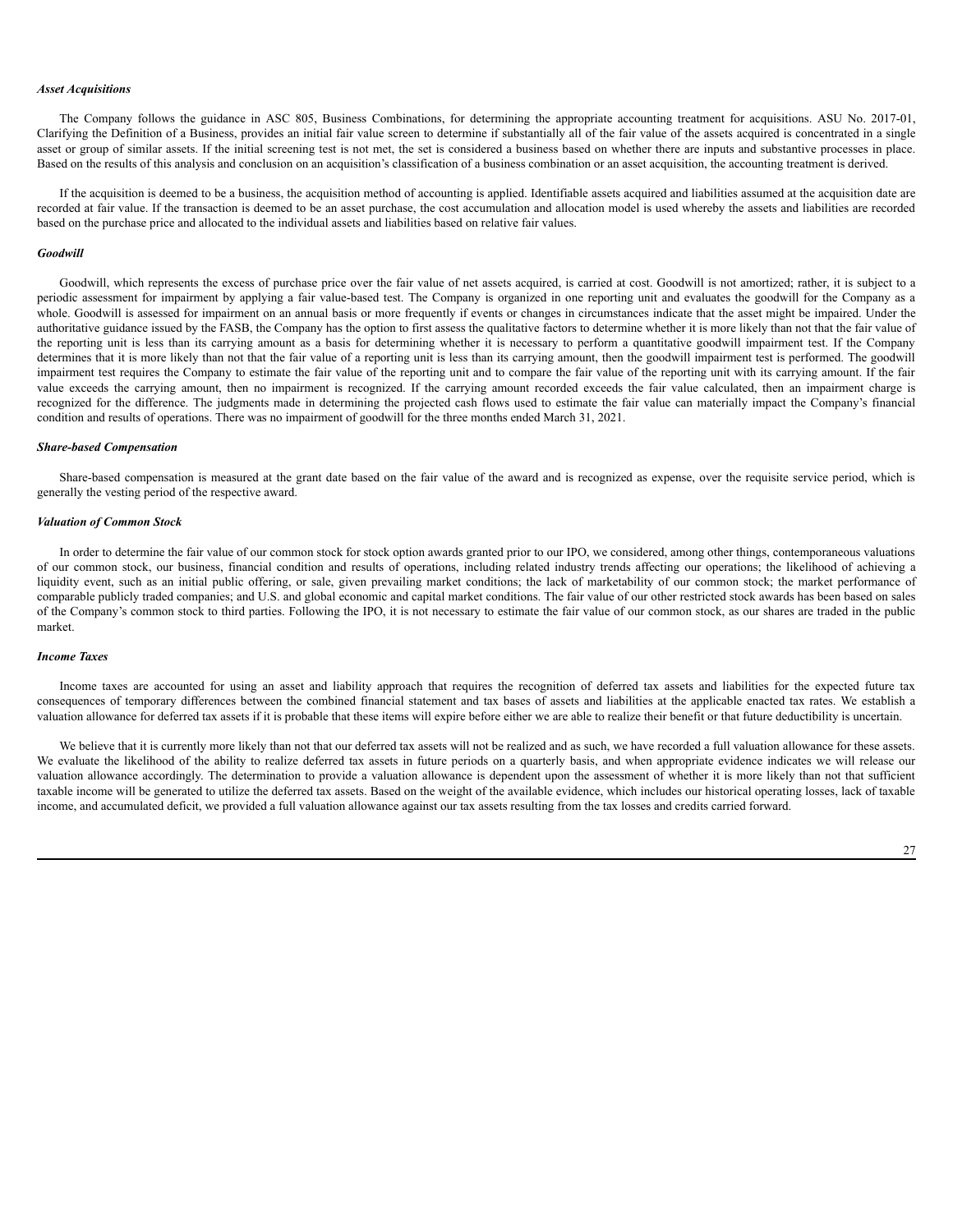***Asset Acquisitions***

The Company follows the guidance in ASC 805, Business Combinations, for determining the appropriate accounting treatment for acquisitions. ASU No. 2017-01, Clarifying the Definition of a Business, provides an initial fair value screen to determine if substantially all of the fair value of the assets acquired is concentrated in a single asset or group of similar assets. If the initial screening test is not met, the set is considered a business based on whether there are inputs and substantive processes in place. Based on the results of this analysis and conclusion on an acquisition's classification of a business combination or an asset acquisition, the accounting treatment is derived.

If the acquisition is deemed to be a business, the acquisition method of accounting is applied. Identifiable assets acquired and liabilities assumed at the acquisition date are recorded at fair value. If the transaction is deemed to be an asset purchase, the cost accumulation and allocation model is used whereby the assets and liabilities are recorded based on the purchase price and allocated to the individual assets and liabilities based on relative fair values.

***Goodwill***

Goodwill, which represents the excess of purchase price over the fair value of net assets acquired, is carried at cost. Goodwill is not amortized; rather, it is subject to a periodic assessment for impairment by applying a fair value-based test. The Company is organized in one reporting unit and evaluates the goodwill for the Company as a whole. Goodwill is assessed for impairment on an annual basis or more frequently if events or changes in circumstances indicate that the asset might be impaired. Under the authoritative guidance issued by the FASB, the Company has the option to first assess the qualitative factors to determine whether it is more likely than not that the fair value of the reporting unit is less than its carrying amount as a basis for determining whether it is necessary to perform a quantitative goodwill impairment test. If the Company determines that it is more likely than not that the fair value of a reporting unit is less than its carrying amount, then the goodwill impairment test is performed. The goodwill impairment test requires the Company to estimate the fair value of the reporting unit and to compare the fair value of the reporting unit with its carrying amount. If the fair value exceeds the carrying amount, then no impairment is recognized. If the carrying amount recorded exceeds the fair value calculated, then an impairment charge is recognized for the difference. The judgments made in determining the projected cash flows used to estimate the fair value can materially impact the Company's financial condition and results of operations. There was no impairment of goodwill for the three months ended March 31, 2021.

***Share-based Compensation***

Share-based compensation is measured at the grant date based on the fair value of the award and is recognized as expense, over the requisite service period, which is generally the vesting period of the respective award.

***Valuation of Common Stock***

In order to determine the fair value of our common stock for stock option awards granted prior to our IPO, we considered, among other things, contemporaneous valuations of our common stock, our business, financial condition and results of operations, including related industry trends affecting our operations; the likelihood of achieving a liquidity event, such as an initial public offering, or sale, given prevailing market conditions; the lack of marketability of our common stock; the market performance of comparable publicly traded companies; and U.S. and global economic and capital market conditions. The fair value of our other restricted stock awards has been based on sales of the Company's common stock to third parties. Following the IPO, it is not necessary to estimate the fair value of our common stock, as our shares are traded in the public market.

***Income Taxes***

Income taxes are accounted for using an asset and liability approach that requires the recognition of deferred tax assets and liabilities for the expected future tax consequences of temporary differences between the combined financial statement and tax bases of assets and liabilities at the applicable enacted tax rates. We establish a valuation allowance for deferred tax assets if it is probable that these items will expire before either we are able to realize their benefit or that future deductibility is uncertain.

We believe that it is currently more likely than not that our deferred tax assets will not be realized and as such, we have recorded a full valuation allowance for these assets. We evaluate the likelihood of the ability to realize deferred tax assets in future periods on a quarterly basis, and when appropriate evidence indicates we will release our valuation allowance accordingly. The determination to provide a valuation allowance is dependent upon the assessment of whether it is more likely than not that sufficient taxable income will be generated to utilize the deferred tax assets. Based on the weight of the available evidence, which includes our historical operating losses, lack of taxable income, and accumulated deficit, we provided a full valuation allowance against our tax assets resulting from the tax losses and credits carried forward.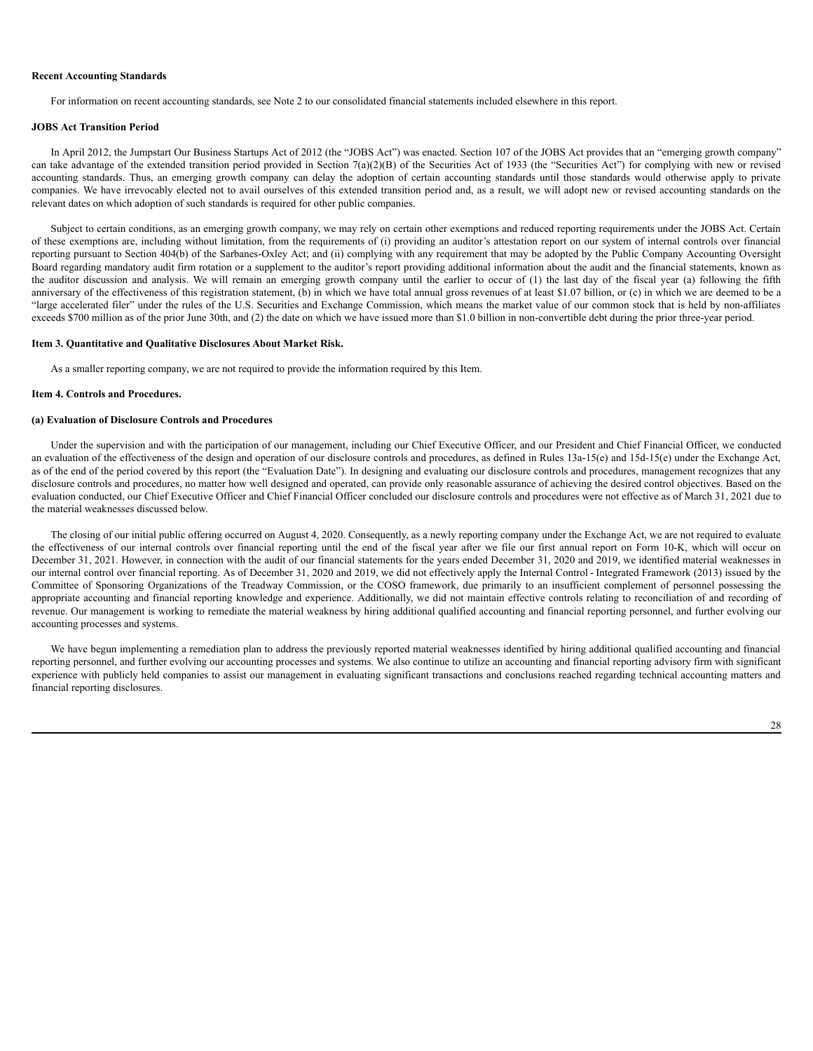**Recent Accounting Standards**

For information on recent accounting standards, see Note 2 to our consolidated financial statements included elsewhere in this report.

**JOBS Act Transition Period**

In April 2012, the Jumpstart Our Business Startups Act of 2012 (the "JOBS Act") was enacted. Section 107 of the JOBS Act provides that an "emerging growth company" can take advantage of the extended transition period provided in Section 7(a)(2)(B) of the Securities Act of 1933 (the "Securities Act") for complying with new or revised accounting standards. Thus, an emerging growth company can delay the adoption of certain accounting standards until those standards would otherwise apply to private companies. We have irrevocably elected not to avail ourselves of this extended transition period and, as a result, we will adopt new or revised accounting standards on the relevant dates on which adoption of such standards is required for other public companies.

Subject to certain conditions, as an emerging growth company, we may rely on certain other exemptions and reduced reporting requirements under the JOBS Act. Certain of these exemptions are, including without limitation, from the requirements of (i) providing an auditor's attestation report on our system of internal controls over financial reporting pursuant to Section 404(b) of the Sarbanes-Oxley Act; and (ii) complying with any requirement that may be adopted by the Public Company Accounting Oversight Board regarding mandatory audit firm rotation or a supplement to the auditor's report providing additional information about the audit and the financial statements, known as the auditor discussion and analysis. We will remain an emerging growth company until the earlier to occur of (1) the last day of the fiscal year (a) following the fifth anniversary of the effectiveness of this registration statement, (b) in which we have total annual gross revenues of at least $1.07 billion, or (c) in which we are deemed to be a "large accelerated filer" under the rules of the U.S. Securities and Exchange Commission, which means the market value of our common stock that is held by non-affiliates exceeds $700 million as of the prior June 30th, and (2) the date on which we have issued more than $1.0 billion in non-convertible debt during the prior three-year period.

**Item 3. Quantitative and Qualitative Disclosures About Market Risk.**

As a smaller reporting company, we are not required to provide the information required by this Item.

**Item 4. Controls and Procedures.**

**(a) Evaluation of Disclosure Controls and Procedures**

Under the supervision and with the participation of our management, including our Chief Executive Officer, and our President and Chief Financial Officer, we conducted an evaluation of the effectiveness of the design and operation of our disclosure controls and procedures, as defined in Rules 13a-15(e) and 15d-15(e) under the Exchange Act, as of the end of the period covered by this report (the "Evaluation Date"). In designing and evaluating our disclosure controls and procedures, management recognizes that any disclosure controls and procedures, no matter how well designed and operated, can provide only reasonable assurance of achieving the desired control objectives. Based on the evaluation conducted, our Chief Executive Officer and Chief Financial Officer concluded our disclosure controls and procedures were not effective as of March 31, 2021 due to the material weaknesses discussed below.

The closing of our initial public offering occurred on August 4, 2020. Consequently, as a newly reporting company under the Exchange Act, we are not required to evaluate the effectiveness of our internal controls over financial reporting until the end of the fiscal year after we file our first annual report on Form 10-K, which will occur on December 31, 2021. However, in connection with the audit of our financial statements for the years ended December 31, 2020 and 2019, we identified material weaknesses in our internal control over financial reporting. As of December 31, 2020 and 2019, we did not effectively apply the Internal Control - Integrated Framework (2013) issued by the Committee of Sponsoring Organizations of the Treadway Commission, or the COSO framework, due primarily to an insufficient complement of personnel possessing the appropriate accounting and financial reporting knowledge and experience. Additionally, we did not maintain effective controls relating to reconciliation of and recording of revenue. Our management is working to remediate the material weakness by hiring additional qualified accounting and financial reporting personnel, and further evolving our accounting processes and systems.

We have begun implementing a remediation plan to address the previously reported material weaknesses identified by hiring additional qualified accounting and financial reporting personnel, and further evolving our accounting processes and systems. We also continue to utilize an accounting and financial reporting advisory firm with significant experience with publicly held companies to assist our management in evaluating significant transactions and conclusions reached regarding technical accounting matters and financial reporting disclosures.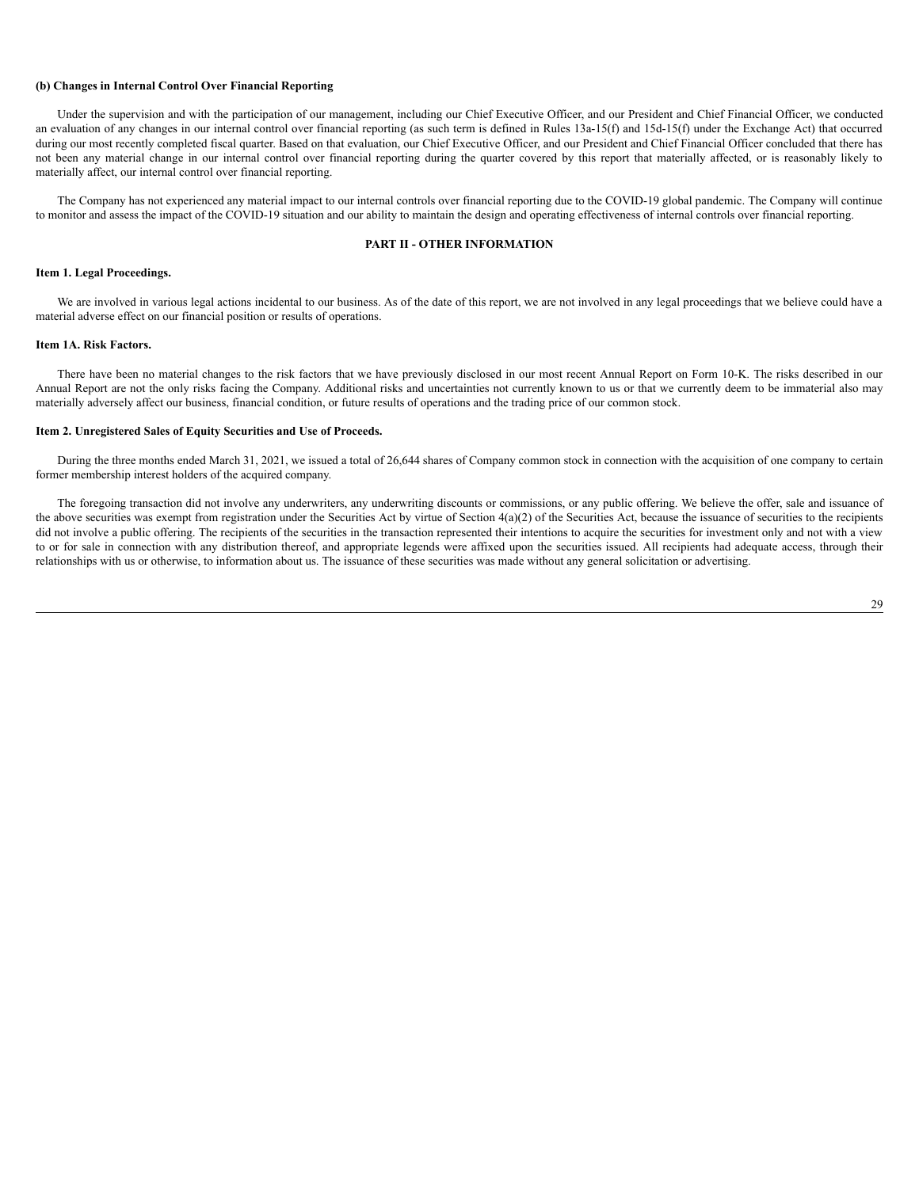**(b) Changes in Internal Control Over Financial Reporting**

Under the supervision and with the participation of our management, including our Chief Executive Officer, and our President and Chief Financial Officer, we conducted an evaluation of any changes in our internal control over financial reporting (as such term is defined in Rules 13a-15(f) and 15d-15(f) under the Exchange Act) that occurred during our most recently completed fiscal quarter. Based on that evaluation, our Chief Executive Officer, and our President and Chief Financial Officer concluded that there has not been any material change in our internal control over financial reporting during the quarter covered by this report that materially affected, or is reasonably likely to materially affect, our internal control over financial reporting.

The Company has not experienced any material impact to our internal controls over financial reporting due to the COVID-19 global pandemic. The Company will continue to monitor and assess the impact of the COVID-19 situation and our ability to maintain the design and operating effectiveness of internal controls over financial reporting.

## PART II - OTHER INFORMATION

**Item 1. Legal Proceedings.**

We are involved in various legal actions incidental to our business. As of the date of this report, we are not involved in any legal proceedings that we believe could have a material adverse effect on our financial position or results of operations.

**Item 1A. Risk Factors.**

There have been no material changes to the risk factors that we have previously disclosed in our most recent Annual Report on Form 10-K. The risks described in our Annual Report are not the only risks facing the Company. Additional risks and uncertainties not currently known to us or that we currently deem to be immaterial also may materially adversely affect our business, financial condition, or future results of operations and the trading price of our common stock.

**Item 2. Unregistered Sales of Equity Securities and Use of Proceeds.**

During the three months ended March 31, 2021, we issued a total of 26,644 shares of Company common stock in connection with the acquisition of one company to certain former membership interest holders of the acquired company.

The foregoing transaction did not involve any underwriters, any underwriting discounts or commissions, or any public offering. We believe the offer, sale and issuance of the above securities was exempt from registration under the Securities Act by virtue of Section 4(a)(2) of the Securities Act, because the issuance of securities to the recipients did not involve a public offering. The recipients of the securities in the transaction represented their intentions to acquire the securities for investment only and not with a view to or for sale in connection with any distribution thereof, and appropriate legends were affixed upon the securities issued. All recipients had adequate access, through their relationships with us or otherwise, to information about us. The issuance of these securities was made without any general solicitation or advertising.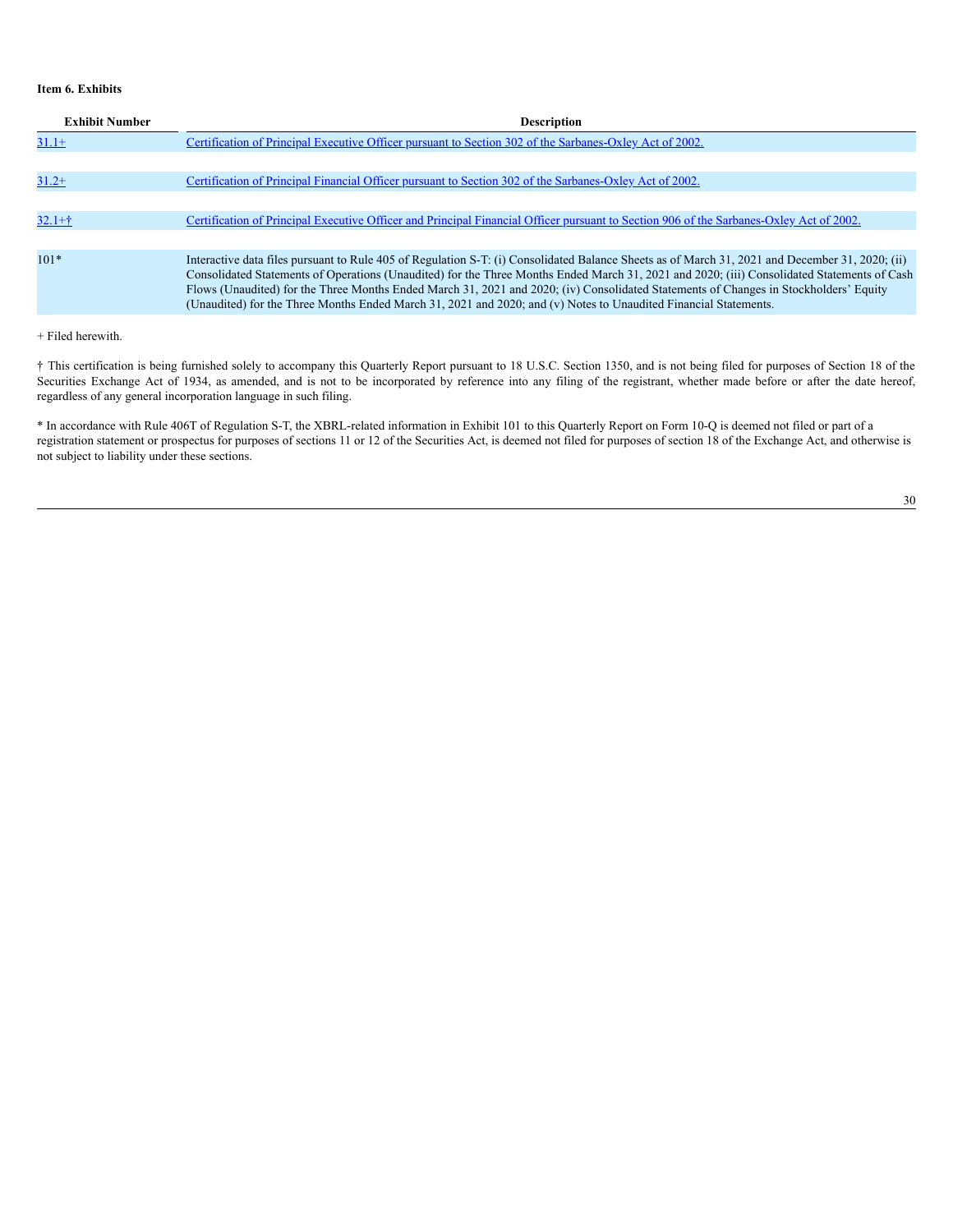**Item 6. Exhibits**

| Exhibit Number | Description |
| --- | --- |
| 31.1+ | Certification of Principal Executive Officer pursuant to Section 302 of the Sarbanes-Oxley Act of 2002. |
| 31.2+ | Certification of Principal Financial Officer pursuant to Section 302 of the Sarbanes-Oxley Act of 2002. |
| 32.1+† | Certification of Principal Executive Officer and Principal Financial Officer pursuant to Section 906 of the Sarbanes-Oxley Act of 2002. |
| 101* | Interactive data files pursuant to Rule 405 of Regulation S-T: (i) Consolidated Balance Sheets as of March 31, 2021 and December 31, 2020; (ii) Consolidated Statements of Operations (Unaudited) for the Three Months Ended March 31, 2021 and 2020; (iii) Consolidated Statements of Cash Flows (Unaudited) for the Three Months Ended March 31, 2021 and 2020; (iv) Consolidated Statements of Changes in Stockholders' Equity (Unaudited) for the Three Months Ended March 31, 2021 and 2020; and (v) Notes to Unaudited Financial Statements. |

+ Filed herewith.

† This certification is being furnished solely to accompany this Quarterly Report pursuant to 18 U.S.C. Section 1350, and is not being filed for purposes of Section 18 of the Securities Exchange Act of 1934, as amended, and is not to be incorporated by reference into any filing of the registrant, whether made before or after the date hereof, regardless of any general incorporation language in such filing.

* In accordance with Rule 406T of Regulation S-T, the XBRL-related information in Exhibit 101 to this Quarterly Report on Form 10-Q is deemed not filed or part of a registration statement or prospectus for purposes of sections 11 or 12 of the Securities Act, is deemed not filed for purposes of section 18 of the Exchange Act, and otherwise is not subject to liability under these sections.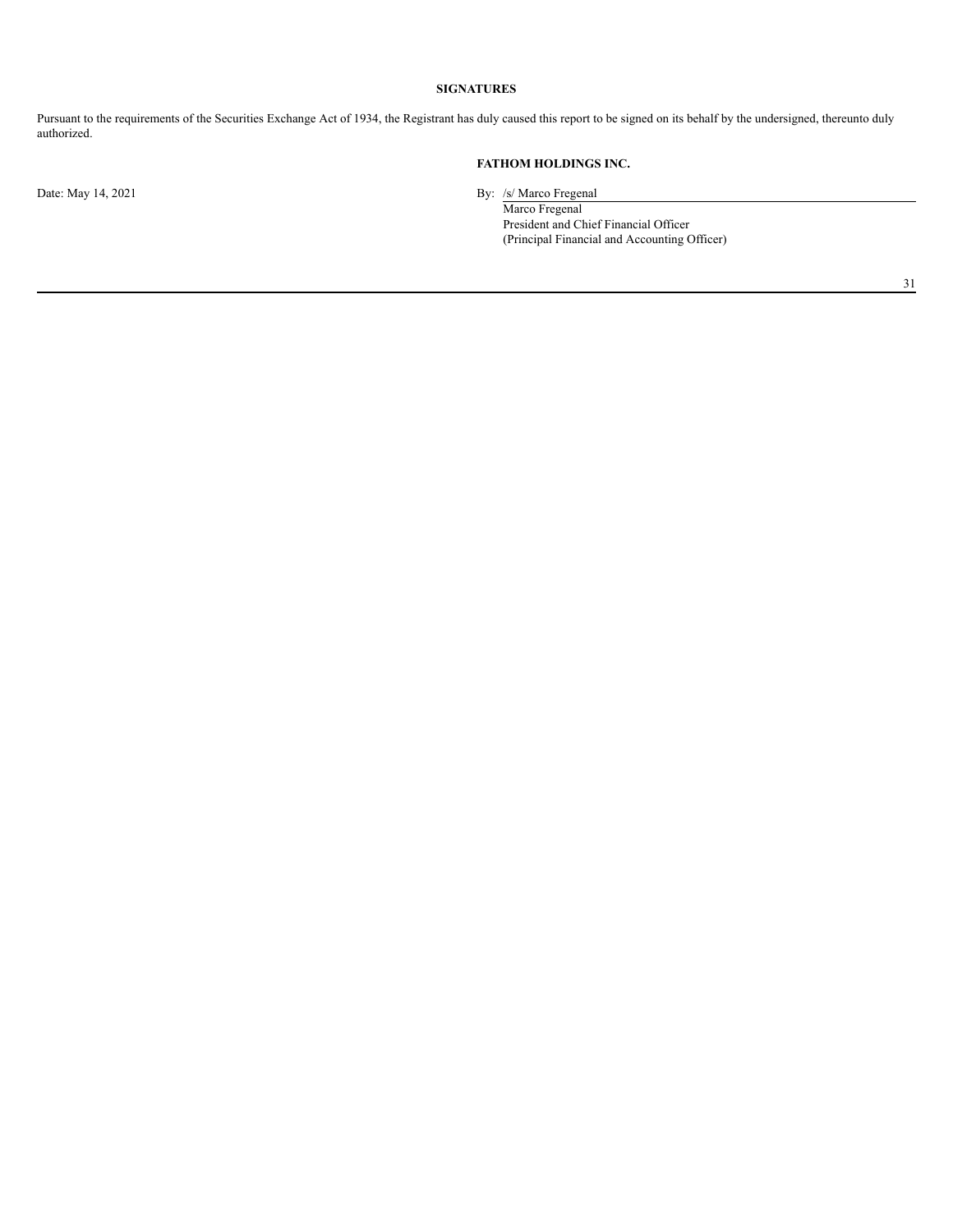## SIGNATURES

Pursuant to the requirements of the Securities Exchange Act of 1934, the Registrant has duly caused this report to be signed on its behalf by the undersigned, thereunto duly authorized.

**FATHOM HOLDINGS INC.**

Date: May 14, 2021

By: /s/ Marco Fregenal

Marco Fregenal
President and Chief Financial Officer
(Principal Financial and Accounting Officer)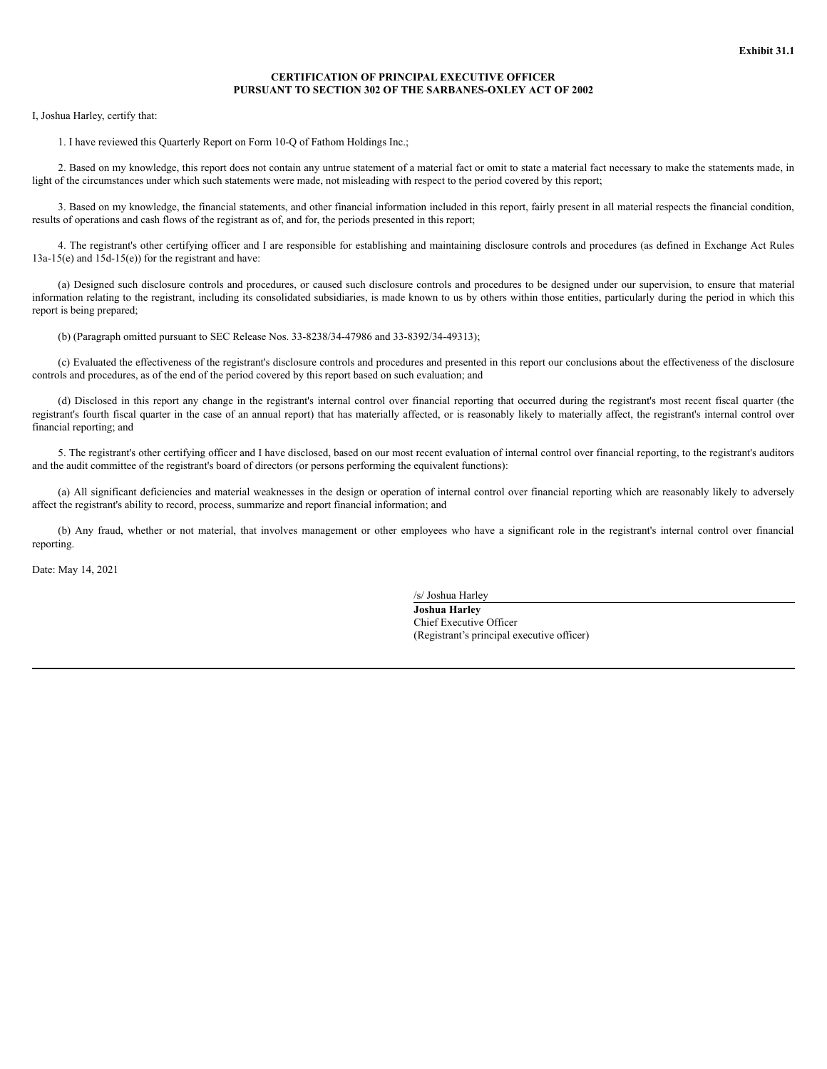**Exhibit 31.1**

**CERTIFICATION OF PRINCIPAL EXECUTIVE OFFICER**
**PURSUANT TO SECTION 302 OF THE SARBANES-OXLEY ACT OF 2002**

I, Joshua Harley, certify that:

1. I have reviewed this Quarterly Report on Form 10-Q of Fathom Holdings Inc.;

2. Based on my knowledge, this report does not contain any untrue statement of a material fact or omit to state a material fact necessary to make the statements made, in light of the circumstances under which such statements were made, not misleading with respect to the period covered by this report;

3. Based on my knowledge, the financial statements, and other financial information included in this report, fairly present in all material respects the financial condition, results of operations and cash flows of the registrant as of, and for, the periods presented in this report;

4. The registrant's other certifying officer and I are responsible for establishing and maintaining disclosure controls and procedures (as defined in Exchange Act Rules 13a-15(e) and 15d-15(e)) for the registrant and have:

(a) Designed such disclosure controls and procedures, or caused such disclosure controls and procedures to be designed under our supervision, to ensure that material information relating to the registrant, including its consolidated subsidiaries, is made known to us by others within those entities, particularly during the period in which this report is being prepared;

(b) (Paragraph omitted pursuant to SEC Release Nos. 33-8238/34-47986 and 33-8392/34-49313);

(c) Evaluated the effectiveness of the registrant's disclosure controls and procedures and presented in this report our conclusions about the effectiveness of the disclosure controls and procedures, as of the end of the period covered by this report based on such evaluation; and

(d) Disclosed in this report any change in the registrant's internal control over financial reporting that occurred during the registrant's most recent fiscal quarter (the registrant's fourth fiscal quarter in the case of an annual report) that has materially affected, or is reasonably likely to materially affect, the registrant's internal control over financial reporting; and

5. The registrant's other certifying officer and I have disclosed, based on our most recent evaluation of internal control over financial reporting, to the registrant's auditors and the audit committee of the registrant's board of directors (or persons performing the equivalent functions):

(a) All significant deficiencies and material weaknesses in the design or operation of internal control over financial reporting which are reasonably likely to adversely affect the registrant's ability to record, process, summarize and report financial information; and

(b) Any fraud, whether or not material, that involves management or other employees who have a significant role in the registrant's internal control over financial reporting.

Date: May 14, 2021

/s/ Joshua Harley
**Joshua Harley**
Chief Executive Officer
(Registrant's principal executive officer)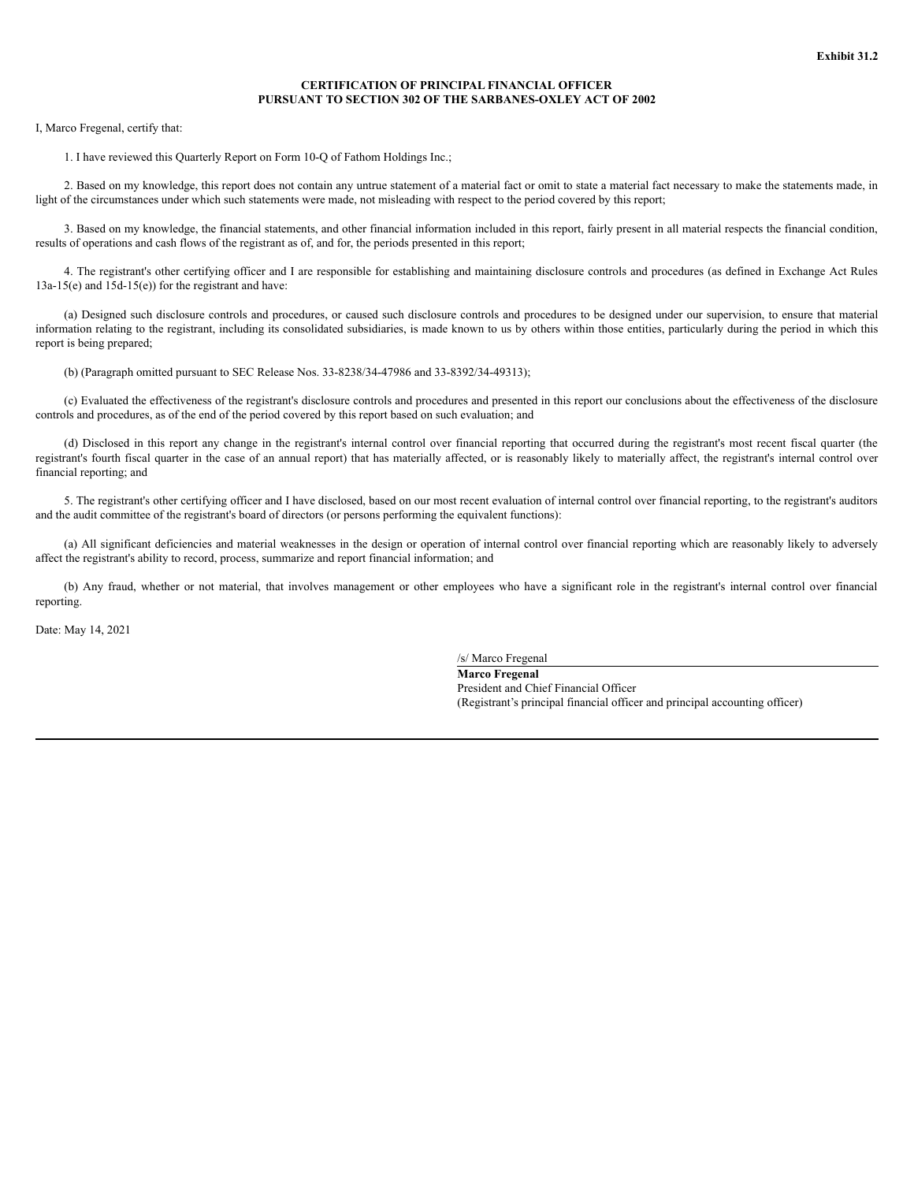**Exhibit 31.2**

**CERTIFICATION OF PRINCIPAL FINANCIAL OFFICER**
**PURSUANT TO SECTION 302 OF THE SARBANES-OXLEY ACT OF 2002**

I, Marco Fregenal, certify that:

1. I have reviewed this Quarterly Report on Form 10-Q of Fathom Holdings Inc.;

2. Based on my knowledge, this report does not contain any untrue statement of a material fact or omit to state a material fact necessary to make the statements made, in light of the circumstances under which such statements were made, not misleading with respect to the period covered by this report;

3. Based on my knowledge, the financial statements, and other financial information included in this report, fairly present in all material respects the financial condition, results of operations and cash flows of the registrant as of, and for, the periods presented in this report;

4. The registrant's other certifying officer and I are responsible for establishing and maintaining disclosure controls and procedures (as defined in Exchange Act Rules 13a-15(e) and 15d-15(e)) for the registrant and have:

(a) Designed such disclosure controls and procedures, or caused such disclosure controls and procedures to be designed under our supervision, to ensure that material information relating to the registrant, including its consolidated subsidiaries, is made known to us by others within those entities, particularly during the period in which this report is being prepared;

(b) (Paragraph omitted pursuant to SEC Release Nos. 33-8238/34-47986 and 33-8392/34-49313);

(c) Evaluated the effectiveness of the registrant's disclosure controls and procedures and presented in this report our conclusions about the effectiveness of the disclosure controls and procedures, as of the end of the period covered by this report based on such evaluation; and

(d) Disclosed in this report any change in the registrant's internal control over financial reporting that occurred during the registrant's most recent fiscal quarter (the registrant's fourth fiscal quarter in the case of an annual report) that has materially affected, or is reasonably likely to materially affect, the registrant's internal control over financial reporting; and

5. The registrant's other certifying officer and I have disclosed, based on our most recent evaluation of internal control over financial reporting, to the registrant's auditors and the audit committee of the registrant's board of directors (or persons performing the equivalent functions):

(a) All significant deficiencies and material weaknesses in the design or operation of internal control over financial reporting which are reasonably likely to adversely affect the registrant's ability to record, process, summarize and report financial information; and

(b) Any fraud, whether or not material, that involves management or other employees who have a significant role in the registrant's internal control over financial reporting.

Date: May 14, 2021

/s/ Marco Fregenal
**Marco Fregenal**
President and Chief Financial Officer
(Registrant's principal financial officer and principal accounting officer)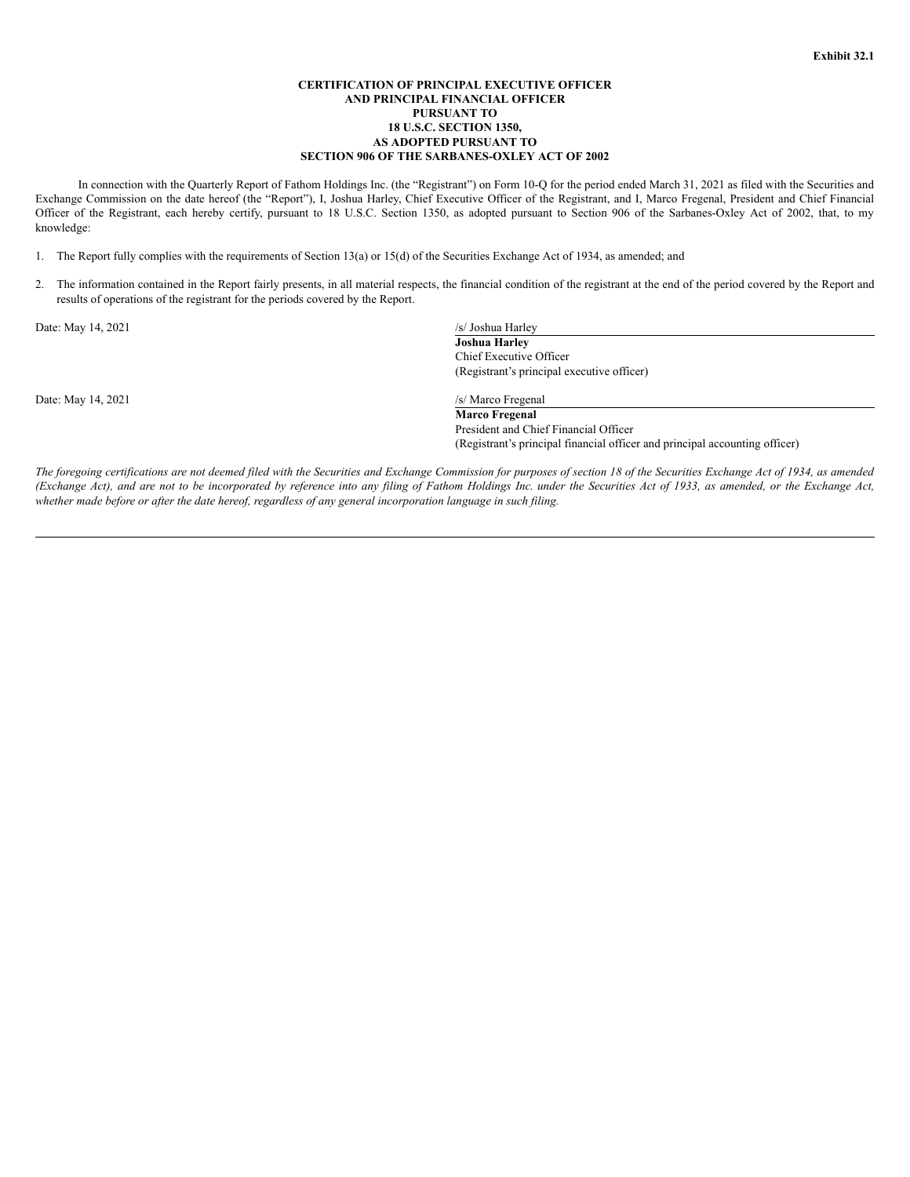**Exhibit 32.1**

**CERTIFICATION OF PRINCIPAL EXECUTIVE OFFICER
AND PRINCIPAL FINANCIAL OFFICER
PURSUANT TO
18 U.S.C. SECTION 1350,
AS ADOPTED PURSUANT TO
SECTION 906 OF THE SARBANES-OXLEY ACT OF 2002**

In connection with the Quarterly Report of Fathom Holdings Inc. (the "Registrant") on Form 10-Q for the period ended March 31, 2021 as filed with the Securities and Exchange Commission on the date hereof (the "Report"), I, Joshua Harley, Chief Executive Officer of the Registrant, and I, Marco Fregenal, President and Chief Financial Officer of the Registrant, each hereby certify, pursuant to 18 U.S.C. Section 1350, as adopted pursuant to Section 906 of the Sarbanes-Oxley Act of 2002, that, to my knowledge:

1. The Report fully complies with the requirements of Section 13(a) or 15(d) of the Securities Exchange Act of 1934, as amended; and
2. The information contained in the Report fairly presents, in all material respects, the financial condition of the registrant at the end of the period covered by the Report and results of operations of the registrant for the periods covered by the Report.

Date: May 14, 2021

/s/ Joshua Harley
**Joshua Harley**
Chief Executive Officer
(Registrant's principal executive officer)

Date: May 14, 2021

/s/ Marco Fregenal
**Marco Fregenal**
President and Chief Financial Officer
(Registrant's principal financial officer and principal accounting officer)

*The foregoing certifications are not deemed filed with the Securities and Exchange Commission for purposes of section 18 of the Securities Exchange Act of 1934, as amended (Exchange Act), and are not to be incorporated by reference into any filing of Fathom Holdings Inc. under the Securities Act of 1933, as amended, or the Exchange Act, whether made before or after the date hereof, regardless of any general incorporation language in such filing.*